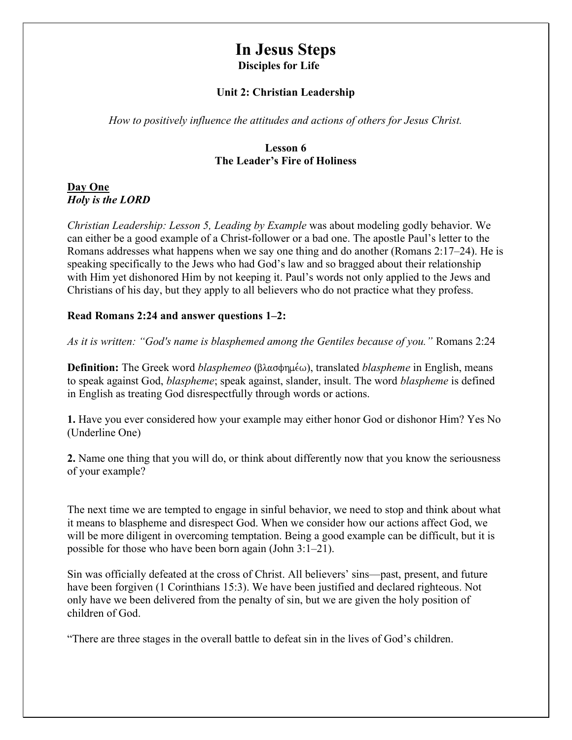# In Jesus Steps

**Disciples for Life**

**Unit 2: Christian Leadership**

*How to positively influence the attitudes and actions of others for Jesus Christ.*

**Lesson 6**
**The Leader's Fire of Holiness**

## Day One
***Holy is the LORD***

*Christian Leadership: Lesson 5, Leading by Example* was about modeling godly behavior. We can either be a good example of a Christ-follower or a bad one. The apostle Paul's letter to the Romans addresses what happens when we say one thing and do another (Romans 2:17–24). He is speaking specifically to the Jews who had God's law and so bragged about their relationship with Him yet dishonored Him by not keeping it. Paul's words not only applied to the Jews and Christians of his day, but they apply to all believers who do not practice what they profess.

**Read Romans 2:24 and answer questions 1–2:**

*As it is written: "God's name is blasphemed among the Gentiles because of you."* Romans 2:24

**Definition:** The Greek word *blasphemeo* (βλασφημέω), translated *blaspheme* in English, means to speak against God, *blaspheme*; speak against, slander, insult. The word *blaspheme* is defined in English as treating God disrespectfully through words or actions.

**1.** Have you ever considered how your example may either honor God or dishonor Him? Yes No (Underline One)

**2.** Name one thing that you will do, or think about differently now that you know the seriousness of your example?

The next time we are tempted to engage in sinful behavior, we need to stop and think about what it means to blaspheme and disrespect God. When we consider how our actions affect God, we will be more diligent in overcoming temptation. Being a good example can be difficult, but it is possible for those who have been born again (John 3:1–21).

Sin was officially defeated at the cross of Christ. All believers' sins—past, present, and future have been forgiven (1 Corinthians 15:3). We have been justified and declared righteous. Not only have we been delivered from the penalty of sin, but we are given the holy position of children of God.

"There are three stages in the overall battle to defeat sin in the lives of God's children.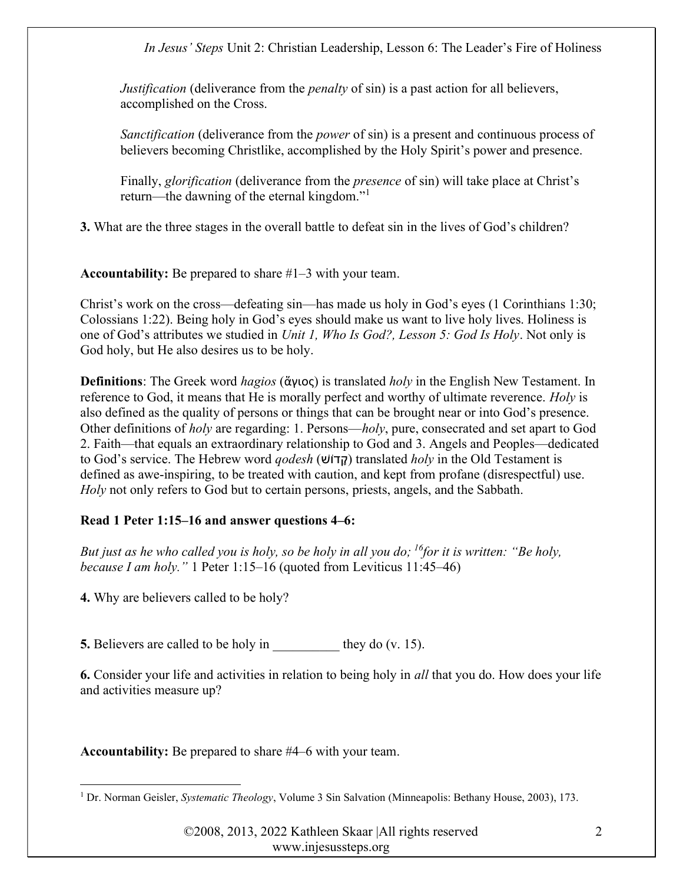*Justification* (deliverance from the *penalty* of sin) is a past action for all believers, accomplished on the Cross.

*Sanctification* (deliverance from the *power* of sin) is a present and continuous process of believers becoming Christlike, accomplished by the Holy Spirit's power and presence.

Finally, *glorification* (deliverance from the *presence* of sin) will take place at Christ's return—the dawning of the eternal kingdom."[1]

**3.** What are the three stages in the overall battle to defeat sin in the lives of God's children?

**Accountability:** Be prepared to share #1–3 with your team.

Christ's work on the cross—defeating sin—has made us holy in God's eyes (1 Corinthians 1:30; Colossians 1:22). Being holy in God's eyes should make us want to live holy lives. Holiness is one of God's attributes we studied in *Unit 1, Who Is God?, Lesson 5: God Is Holy*. Not only is God holy, but He also desires us to be holy.

**Definitions**: The Greek word *hagios* (ἅγιος) is translated *holy* in the English New Testament. In reference to God, it means that He is morally perfect and worthy of ultimate reverence. *Holy* is also defined as the quality of persons or things that can be brought near or into God's presence. Other definitions of *holy* are regarding: 1. Persons—*holy*, pure, consecrated and set apart to God 2. Faith—that equals an extraordinary relationship to God and 3. Angels and Peoples—dedicated to God's service. The Hebrew word *qodesh* (קָדוֹשׁ) translated *holy* in the Old Testament is defined as awe-inspiring, to be treated with caution, and kept from profane (disrespectful) use. *Holy* not only refers to God but to certain persons, priests, angels, and the Sabbath.

**Read 1 Peter 1:15–16 and answer questions 4–6:**

*But just as he who called you is holy, so be holy in all you do; [16]for it is written: "Be holy, because I am holy."* 1 Peter 1:15–16 (quoted from Leviticus 11:45–46)

**4.** Why are believers called to be holy?

**5.** Believers are called to be holy in __________ they do (v. 15).

**6.** Consider your life and activities in relation to being holy in *all* that you do. How does your life and activities measure up?

**Accountability:** Be prepared to share #4–6 with your team.

---

[1] Dr. Norman Geisler, *Systematic Theology*, Volume 3 Sin Salvation (Minneapolis: Bethany House, 2003), 173.

©2008, 2013, 2022 Kathleen Skaar |All rights reserved
www.injesussteps.org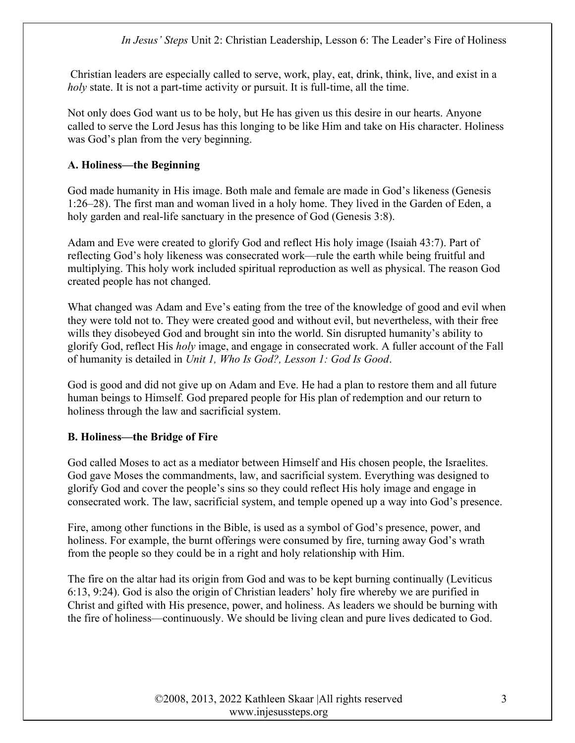Christian leaders are especially called to serve, work, play, eat, drink, think, live, and exist in a *holy* state. It is not a part-time activity or pursuit. It is full-time, all the time.

Not only does God want us to be holy, but He has given us this desire in our hearts. Anyone called to serve the Lord Jesus has this longing to be like Him and take on His character. Holiness was God's plan from the very beginning.

**A. Holiness—the Beginning**

God made humanity in His image. Both male and female are made in God's likeness (Genesis 1:26–28). The first man and woman lived in a holy home. They lived in the Garden of Eden, a holy garden and real-life sanctuary in the presence of God (Genesis 3:8).

Adam and Eve were created to glorify God and reflect His holy image (Isaiah 43:7). Part of reflecting God's holy likeness was consecrated work—rule the earth while being fruitful and multiplying. This holy work included spiritual reproduction as well as physical. The reason God created people has not changed.

What changed was Adam and Eve's eating from the tree of the knowledge of good and evil when they were told not to. They were created good and without evil, but nevertheless, with their free wills they disobeyed God and brought sin into the world. Sin disrupted humanity's ability to glorify God, reflect His *holy* image, and engage in consecrated work. A fuller account of the Fall of humanity is detailed in *Unit 1, Who Is God?, Lesson 1: God Is Good*.

God is good and did not give up on Adam and Eve. He had a plan to restore them and all future human beings to Himself. God prepared people for His plan of redemption and our return to holiness through the law and sacrificial system.

**B. Holiness—the Bridge of Fire**

God called Moses to act as a mediator between Himself and His chosen people, the Israelites. God gave Moses the commandments, law, and sacrificial system. Everything was designed to glorify God and cover the people's sins so they could reflect His holy image and engage in consecrated work. The law, sacrificial system, and temple opened up a way into God's presence.

Fire, among other functions in the Bible, is used as a symbol of God's presence, power, and holiness. For example, the burnt offerings were consumed by fire, turning away God's wrath from the people so they could be in a right and holy relationship with Him.

The fire on the altar had its origin from God and was to be kept burning continually (Leviticus 6:13, 9:24). God is also the origin of Christian leaders' holy fire whereby we are purified in Christ and gifted with His presence, power, and holiness. As leaders we should be burning with the fire of holiness—continuously. We should be living clean and pure lives dedicated to God.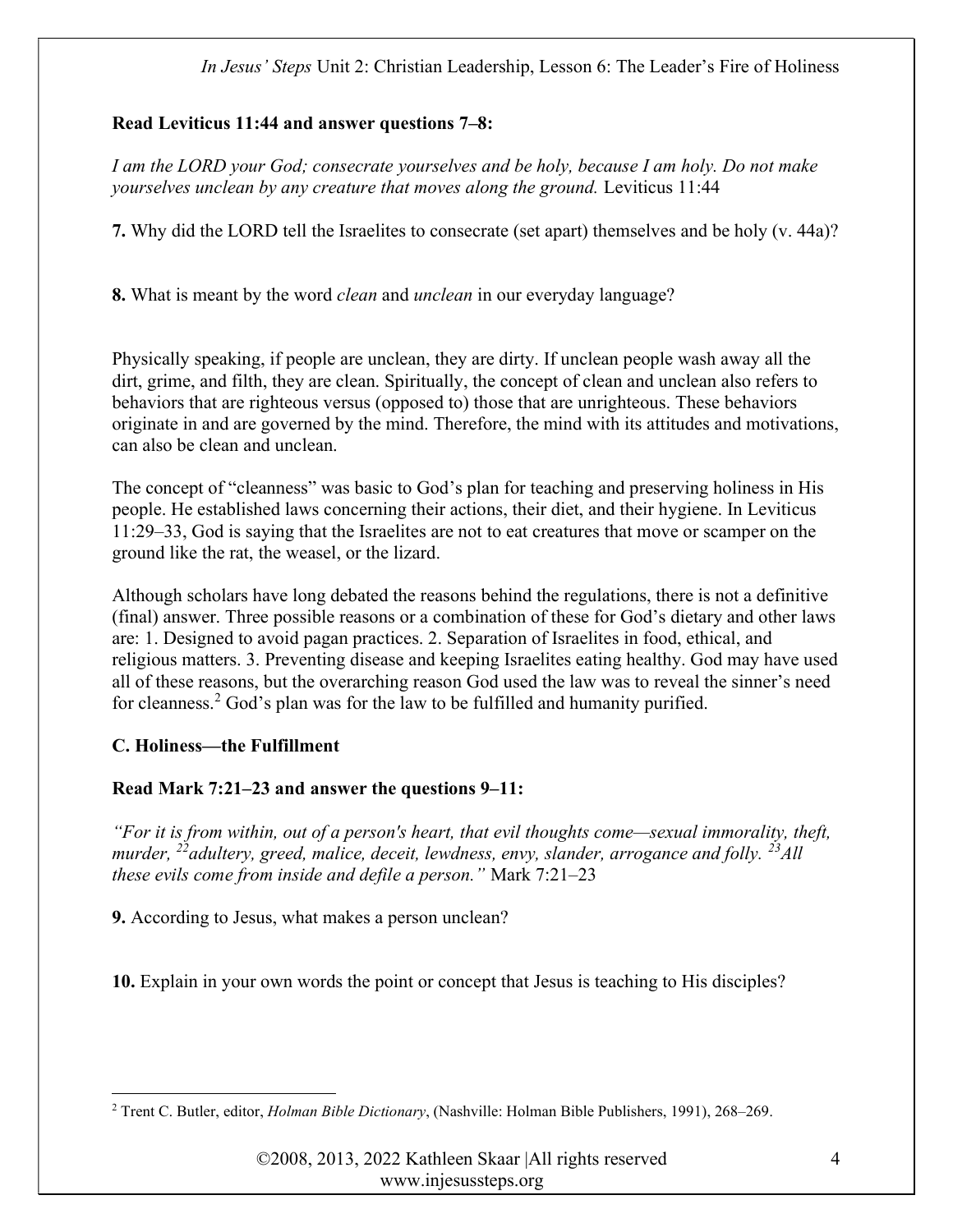**Read Leviticus 11:44 and answer questions 7–8:**

*I am the LORD your God; consecrate yourselves and be holy, because I am holy. Do not make yourselves unclean by any creature that moves along the ground.* Leviticus 11:44

**7.** Why did the LORD tell the Israelites to consecrate (set apart) themselves and be holy (v. 44a)?

**8.** What is meant by the word *clean* and *unclean* in our everyday language?

Physically speaking, if people are unclean, they are dirty. If unclean people wash away all the dirt, grime, and filth, they are clean. Spiritually, the concept of clean and unclean also refers to behaviors that are righteous versus (opposed to) those that are unrighteous. These behaviors originate in and are governed by the mind. Therefore, the mind with its attitudes and motivations, can also be clean and unclean.

The concept of "cleanness" was basic to God's plan for teaching and preserving holiness in His people. He established laws concerning their actions, their diet, and their hygiene. In Leviticus 11:29–33, God is saying that the Israelites are not to eat creatures that move or scamper on the ground like the rat, the weasel, or the lizard.

Although scholars have long debated the reasons behind the regulations, there is not a definitive (final) answer. Three possible reasons or a combination of these for God's dietary and other laws are: 1. Designed to avoid pagan practices. 2. Separation of Israelites in food, ethical, and religious matters. 3. Preventing disease and keeping Israelites eating healthy. God may have used all of these reasons, but the overarching reason God used the law was to reveal the sinner's need for cleanness.[2] God's plan was for the law to be fulfilled and humanity purified.

### C. Holiness—the Fulfillment

**Read Mark 7:21–23 and answer the questions 9–11:**

*"For it is from within, out of a person's heart, that evil thoughts come—sexual immorality, theft, murder, [22]adultery, greed, malice, deceit, lewdness, envy, slander, arrogance and folly. [23]All these evils come from inside and defile a person."* Mark 7:21–23

**9.** According to Jesus, what makes a person unclean?

**10.** Explain in your own words the point or concept that Jesus is teaching to His disciples?

---

[2] Trent C. Butler, editor, *Holman Bible Dictionary*, (Nashville: Holman Bible Publishers, 1991), 268–269.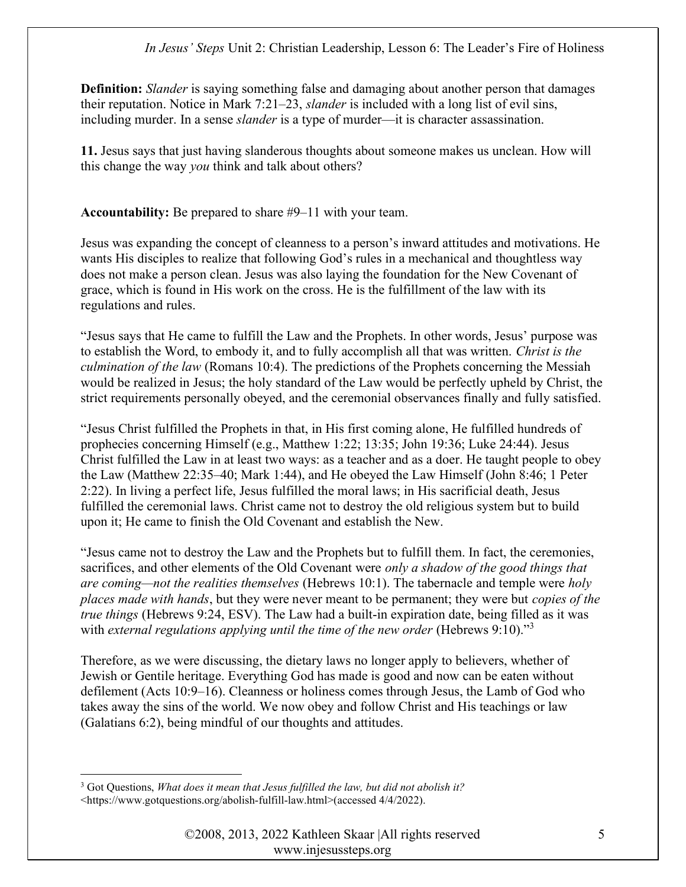**Definition:** *Slander* is saying something false and damaging about another person that damages their reputation. Notice in Mark 7:21–23, *slander* is included with a long list of evil sins, including murder. In a sense *slander* is a type of murder—it is character assassination.

**11.** Jesus says that just having slanderous thoughts about someone makes us unclean. How will this change the way *you* think and talk about others?

**Accountability:** Be prepared to share #9–11 with your team.

Jesus was expanding the concept of cleanness to a person's inward attitudes and motivations. He wants His disciples to realize that following God's rules in a mechanical and thoughtless way does not make a person clean. Jesus was also laying the foundation for the New Covenant of grace, which is found in His work on the cross. He is the fulfillment of the law with its regulations and rules.

"Jesus says that He came to fulfill the Law and the Prophets. In other words, Jesus' purpose was to establish the Word, to embody it, and to fully accomplish all that was written. *Christ is the culmination of the law* (Romans 10:4). The predictions of the Prophets concerning the Messiah would be realized in Jesus; the holy standard of the Law would be perfectly upheld by Christ, the strict requirements personally obeyed, and the ceremonial observances finally and fully satisfied.

"Jesus Christ fulfilled the Prophets in that, in His first coming alone, He fulfilled hundreds of prophecies concerning Himself (e.g., Matthew 1:22; 13:35; John 19:36; Luke 24:44). Jesus Christ fulfilled the Law in at least two ways: as a teacher and as a doer. He taught people to obey the Law (Matthew 22:35–40; Mark 1:44), and He obeyed the Law Himself (John 8:46; 1 Peter 2:22). In living a perfect life, Jesus fulfilled the moral laws; in His sacrificial death, Jesus fulfilled the ceremonial laws. Christ came not to destroy the old religious system but to build upon it; He came to finish the Old Covenant and establish the New.

"Jesus came not to destroy the Law and the Prophets but to fulfill them. In fact, the ceremonies, sacrifices, and other elements of the Old Covenant were *only a shadow of the good things that are coming—not the realities themselves* (Hebrews 10:1). The tabernacle and temple were *holy places made with hands*, but they were never meant to be permanent; they were but *copies of the true things* (Hebrews 9:24, ESV). The Law had a built-in expiration date, being filled as it was with *external regulations applying until the time of the new order* (Hebrews 9:10)."[3]

Therefore, as we were discussing, the dietary laws no longer apply to believers, whether of Jewish or Gentile heritage. Everything God has made is good and now can be eaten without defilement (Acts 10:9–16). Cleanness or holiness comes through Jesus, the Lamb of God who takes away the sins of the world. We now obey and follow Christ and His teachings or law (Galatians 6:2), being mindful of our thoughts and attitudes.

---

[3] Got Questions, *What does it mean that Jesus fulfilled the law, but did not abolish it?* <https://www.gotquestions.org/abolish-fulfill-law.html>(accessed 4/4/2022).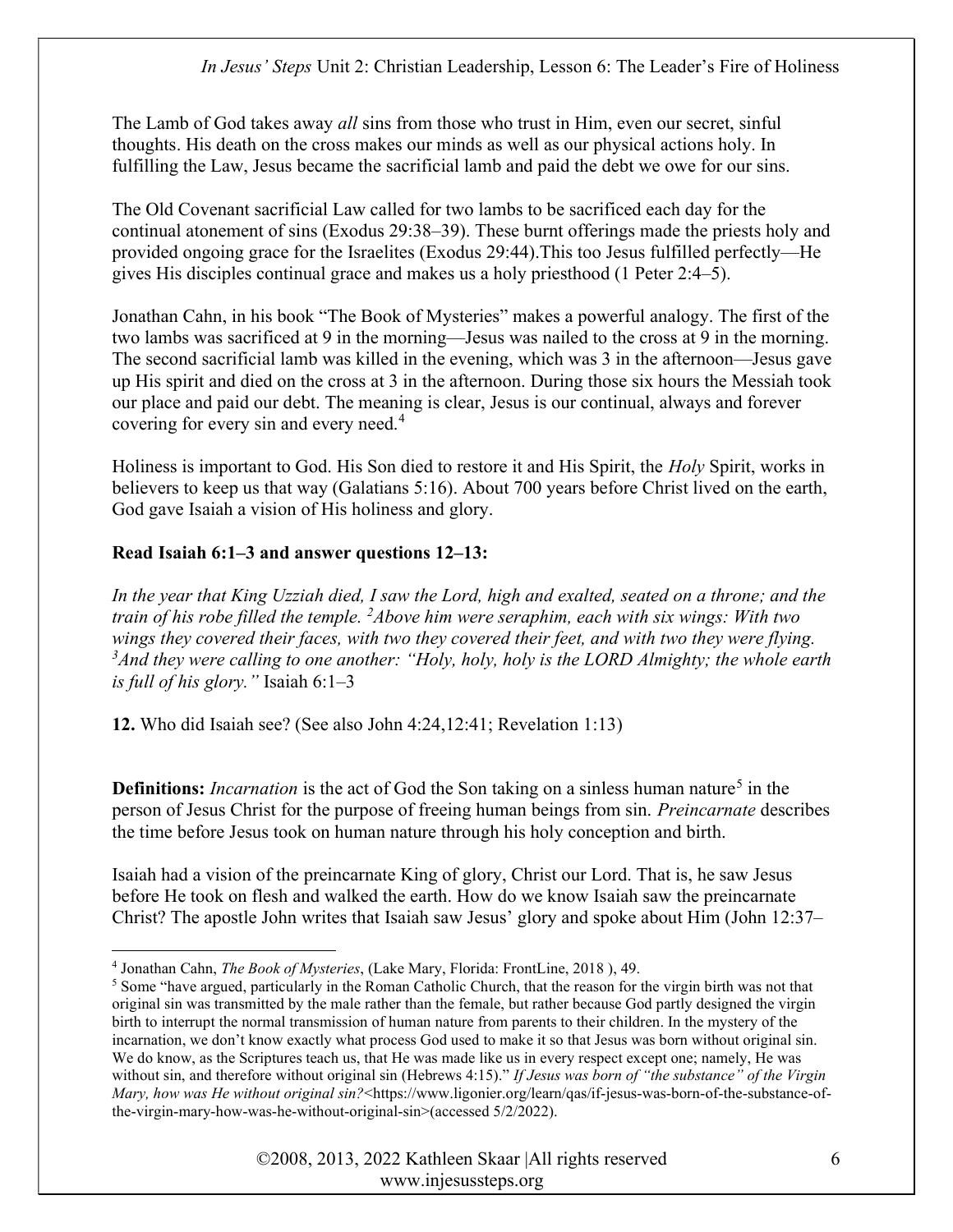The Lamb of God takes away *all* sins from those who trust in Him, even our secret, sinful thoughts. His death on the cross makes our minds as well as our physical actions holy. In fulfilling the Law, Jesus became the sacrificial lamb and paid the debt we owe for our sins.

The Old Covenant sacrificial Law called for two lambs to be sacrificed each day for the continual atonement of sins (Exodus 29:38–39). These burnt offerings made the priests holy and provided ongoing grace for the Israelites (Exodus 29:44).This too Jesus fulfilled perfectly—He gives His disciples continual grace and makes us a holy priesthood (1 Peter 2:4–5).

Jonathan Cahn, in his book "The Book of Mysteries" makes a powerful analogy. The first of the two lambs was sacrificed at 9 in the morning—Jesus was nailed to the cross at 9 in the morning. The second sacrificial lamb was killed in the evening, which was 3 in the afternoon—Jesus gave up His spirit and died on the cross at 3 in the afternoon. During those six hours the Messiah took our place and paid our debt. The meaning is clear, Jesus is our continual, always and forever covering for every sin and every need.[4]

Holiness is important to God. His Son died to restore it and His Spirit, the *Holy* Spirit, works in believers to keep us that way (Galatians 5:16). About 700 years before Christ lived on the earth, God gave Isaiah a vision of His holiness and glory.

**Read Isaiah 6:1–3 and answer questions 12–13:**

*In the year that King Uzziah died, I saw the Lord, high and exalted, seated on a throne; and the train of his robe filled the temple. [2]Above him were seraphim, each with six wings: With two wings they covered their faces, with two they covered their feet, and with two they were flying. [3]And they were calling to one another: "Holy, holy, holy is the LORD Almighty; the whole earth is full of his glory."* Isaiah 6:1–3

**12.** Who did Isaiah see? (See also John 4:24,12:41; Revelation 1:13)

**Definitions:** *Incarnation* is the act of God the Son taking on a sinless human nature[5] in the person of Jesus Christ for the purpose of freeing human beings from sin. *Preincarnate* describes the time before Jesus took on human nature through his holy conception and birth.

Isaiah had a vision of the preincarnate King of glory, Christ our Lord. That is, he saw Jesus before He took on flesh and walked the earth. How do we know Isaiah saw the preincarnate Christ? The apostle John writes that Isaiah saw Jesus' glory and spoke about Him (John 12:37–

---

[4] Jonathan Cahn, *The Book of Mysteries*, (Lake Mary, Florida: FrontLine, 2018 ), 49.

[5] Some "have argued, particularly in the Roman Catholic Church, that the reason for the virgin birth was not that original sin was transmitted by the male rather than the female, but rather because God partly designed the virgin birth to interrupt the normal transmission of human nature from parents to their children. In the mystery of the incarnation, we don't know exactly what process God used to make it so that Jesus was born without original sin. We do know, as the Scriptures teach us, that He was made like us in every respect except one; namely, He was without sin, and therefore without original sin (Hebrews 4:15)." *If Jesus was born of "the substance" of the Virgin Mary, how was He without original sin?*<https://www.ligonier.org/learn/qas/if-jesus-was-born-of-the-substance-of-the-virgin-mary-how-was-he-without-original-sin>(accessed 5/2/2022).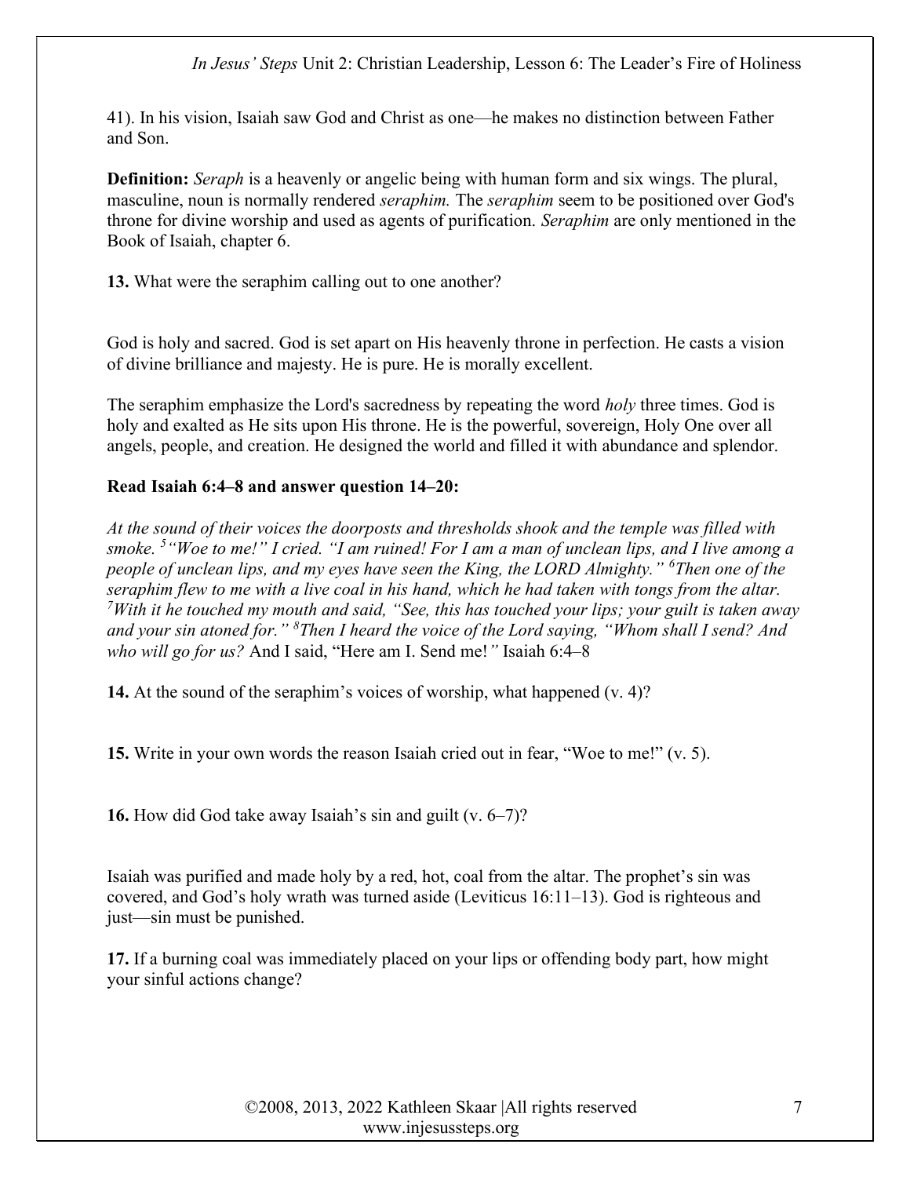41). In his vision, Isaiah saw God and Christ as one—he makes no distinction between Father and Son.

**Definition:** *Seraph* is a heavenly or angelic being with human form and six wings. The plural, masculine, noun is normally rendered *seraphim.* The *seraphim* seem to be positioned over God's throne for divine worship and used as agents of purification. *Seraphim* are only mentioned in the Book of Isaiah, chapter 6.

**13.** What were the seraphim calling out to one another?

God is holy and sacred. God is set apart on His heavenly throne in perfection. He casts a vision of divine brilliance and majesty. He is pure. He is morally excellent.

The seraphim emphasize the Lord's sacredness by repeating the word *holy* three times. God is holy and exalted as He sits upon His throne. He is the powerful, sovereign, Holy One over all angels, people, and creation. He designed the world and filled it with abundance and splendor.

**Read Isaiah 6:4–8 and answer question 14–20:**

*At the sound of their voices the doorposts and thresholds shook and the temple was filled with smoke. [5] "Woe to me!" I cried. "I am ruined! For I am a man of unclean lips, and I live among a people of unclean lips, and my eyes have seen the King, the LORD Almighty." [6] Then one of the seraphim flew to me with a live coal in his hand, which he had taken with tongs from the altar. [7] With it he touched my mouth and said, "See, this has touched your lips; your guilt is taken away and your sin atoned for." [8] Then I heard the voice of the Lord saying, "Whom shall I send? And who will go for us?* And I said, "Here am I. Send me!*"* Isaiah 6:4–8

**14.** At the sound of the seraphim's voices of worship, what happened (v. 4)?

**15.** Write in your own words the reason Isaiah cried out in fear, "Woe to me!" (v. 5).

**16.** How did God take away Isaiah's sin and guilt (v. 6–7)?

Isaiah was purified and made holy by a red, hot, coal from the altar. The prophet's sin was covered, and God's holy wrath was turned aside (Leviticus 16:11–13). God is righteous and just—sin must be punished.

**17.** If a burning coal was immediately placed on your lips or offending body part, how might your sinful actions change?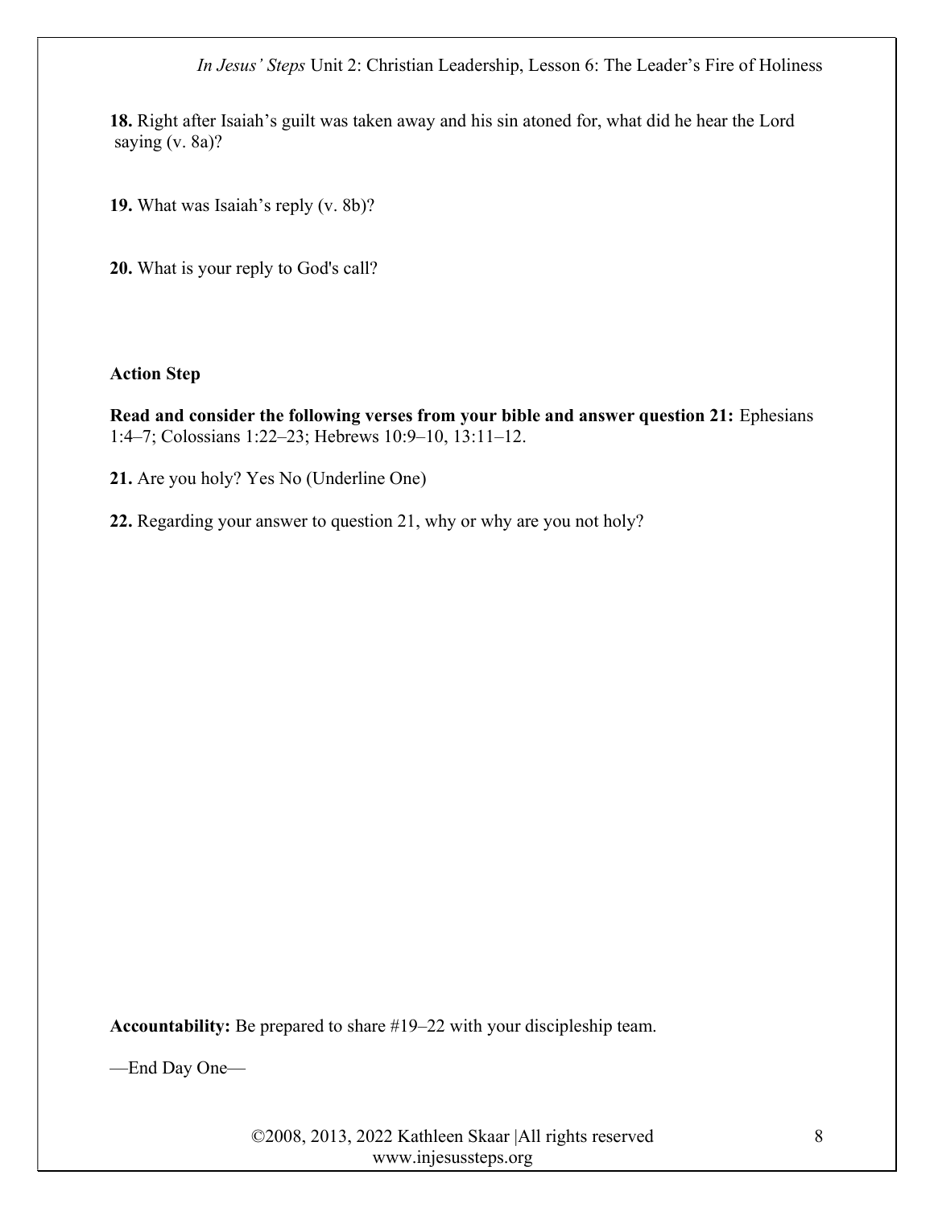**18.** Right after Isaiah's guilt was taken away and his sin atoned for, what did he hear the Lord saying (v. 8a)?

**19.** What was Isaiah's reply (v. 8b)?

**20.** What is your reply to God's call?

**Action Step**

**Read and consider the following verses from your bible and answer question 21:** Ephesians 1:4–7; Colossians 1:22–23; Hebrews 10:9–10, 13:11–12.

**21.** Are you holy? Yes No (Underline One)

**22.** Regarding your answer to question 21, why or why are you not holy?

**Accountability:** Be prepared to share #19–22 with your discipleship team.

—End Day One—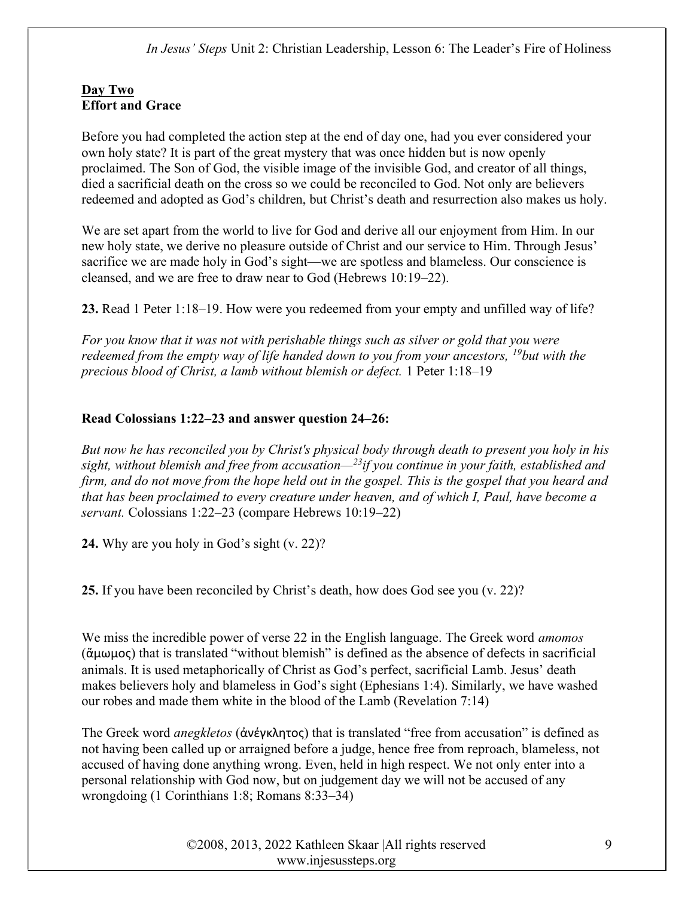**Day Two**
**Effort and Grace**

Before you had completed the action step at the end of day one, had you ever considered your own holy state? It is part of the great mystery that was once hidden but is now openly proclaimed. The Son of God, the visible image of the invisible God, and creator of all things, died a sacrificial death on the cross so we could be reconciled to God. Not only are believers redeemed and adopted as God's children, but Christ's death and resurrection also makes us holy.

We are set apart from the world to live for God and derive all our enjoyment from Him. In our new holy state, we derive no pleasure outside of Christ and our service to Him. Through Jesus' sacrifice we are made holy in God's sight—we are spotless and blameless. Our conscience is cleansed, and we are free to draw near to God (Hebrews 10:19–22).

**23.** Read 1 Peter 1:18–19. How were you redeemed from your empty and unfilled way of life?

*For you know that it was not with perishable things such as silver or gold that you were redeemed from the empty way of life handed down to you from your ancestors, [19]but with the precious blood of Christ, a lamb without blemish or defect.* 1 Peter 1:18–19

**Read Colossians 1:22–23 and answer question 24–26:**

*But now he has reconciled you by Christ's physical body through death to present you holy in his sight, without blemish and free from accusation—[23]if you continue in your faith, established and firm, and do not move from the hope held out in the gospel. This is the gospel that you heard and that has been proclaimed to every creature under heaven, and of which I, Paul, have become a servant.* Colossians 1:22–23 (compare Hebrews 10:19–22)

**24.** Why are you holy in God's sight (v. 22)?

**25.** If you have been reconciled by Christ's death, how does God see you (v. 22)?

We miss the incredible power of verse 22 in the English language. The Greek word *amomos* (ἄμωμος) that is translated "without blemish" is defined as the absence of defects in sacrificial animals. It is used metaphorically of Christ as God's perfect, sacrificial Lamb. Jesus' death makes believers holy and blameless in God's sight (Ephesians 1:4). Similarly, we have washed our robes and made them white in the blood of the Lamb (Revelation 7:14)

The Greek word *anegkletos* (ἀνέγκλητος) that is translated "free from accusation" is defined as not having been called up or arraigned before a judge, hence free from reproach, blameless, not accused of having done anything wrong. Even, held in high respect. We not only enter into a personal relationship with God now, but on judgement day we will not be accused of any wrongdoing (1 Corinthians 1:8; Romans 8:33–34)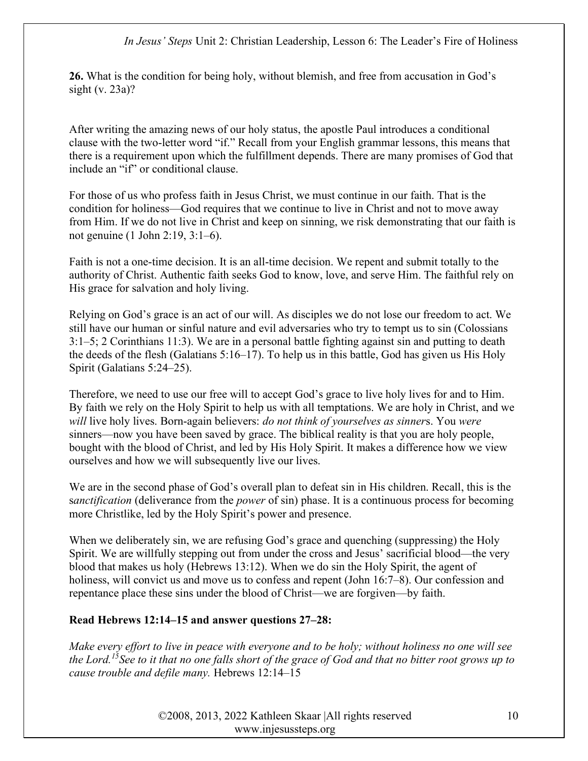**26.** What is the condition for being holy, without blemish, and free from accusation in God's sight (v. 23a)?

After writing the amazing news of our holy status, the apostle Paul introduces a conditional clause with the two-letter word "if." Recall from your English grammar lessons, this means that there is a requirement upon which the fulfillment depends. There are many promises of God that include an "if" or conditional clause.

For those of us who profess faith in Jesus Christ, we must continue in our faith. That is the condition for holiness—God requires that we continue to live in Christ and not to move away from Him. If we do not live in Christ and keep on sinning, we risk demonstrating that our faith is not genuine (1 John 2:19, 3:1–6).

Faith is not a one-time decision. It is an all-time decision. We repent and submit totally to the authority of Christ. Authentic faith seeks God to know, love, and serve Him. The faithful rely on His grace for salvation and holy living.

Relying on God's grace is an act of our will. As disciples we do not lose our freedom to act. We still have our human or sinful nature and evil adversaries who try to tempt us to sin (Colossians 3:1–5; 2 Corinthians 11:3). We are in a personal battle fighting against sin and putting to death the deeds of the flesh (Galatians 5:16–17). To help us in this battle, God has given us His Holy Spirit (Galatians 5:24–25).

Therefore, we need to use our free will to accept God's grace to live holy lives for and to Him. By faith we rely on the Holy Spirit to help us with all temptations. We are holy in Christ, and we *will* live holy lives. Born-again believers: *do not think of yourselves as sinners*. You *were* sinners—now you have been saved by grace. The biblical reality is that you are holy people, bought with the blood of Christ, and led by His Holy Spirit. It makes a difference how we view ourselves and how we will subsequently live our lives.

We are in the second phase of God's overall plan to defeat sin in His children. Recall, this is the *sanctification* (deliverance from the *power* of sin) phase. It is a continuous process for becoming more Christlike, led by the Holy Spirit's power and presence.

When we deliberately sin, we are refusing God's grace and quenching (suppressing) the Holy Spirit. We are willfully stepping out from under the cross and Jesus' sacrificial blood—the very blood that makes us holy (Hebrews 13:12). When we do sin the Holy Spirit, the agent of holiness, will convict us and move us to confess and repent (John 16:7–8). Our confession and repentance place these sins under the blood of Christ—we are forgiven—by faith.

**Read Hebrews 12:14–15 and answer questions 27–28:**

*Make every effort to live in peace with everyone and to be holy; without holiness no one will see the Lord.[15] See to it that no one falls short of the grace of God and that no bitter root grows up to cause trouble and defile many.* Hebrews 12:14–15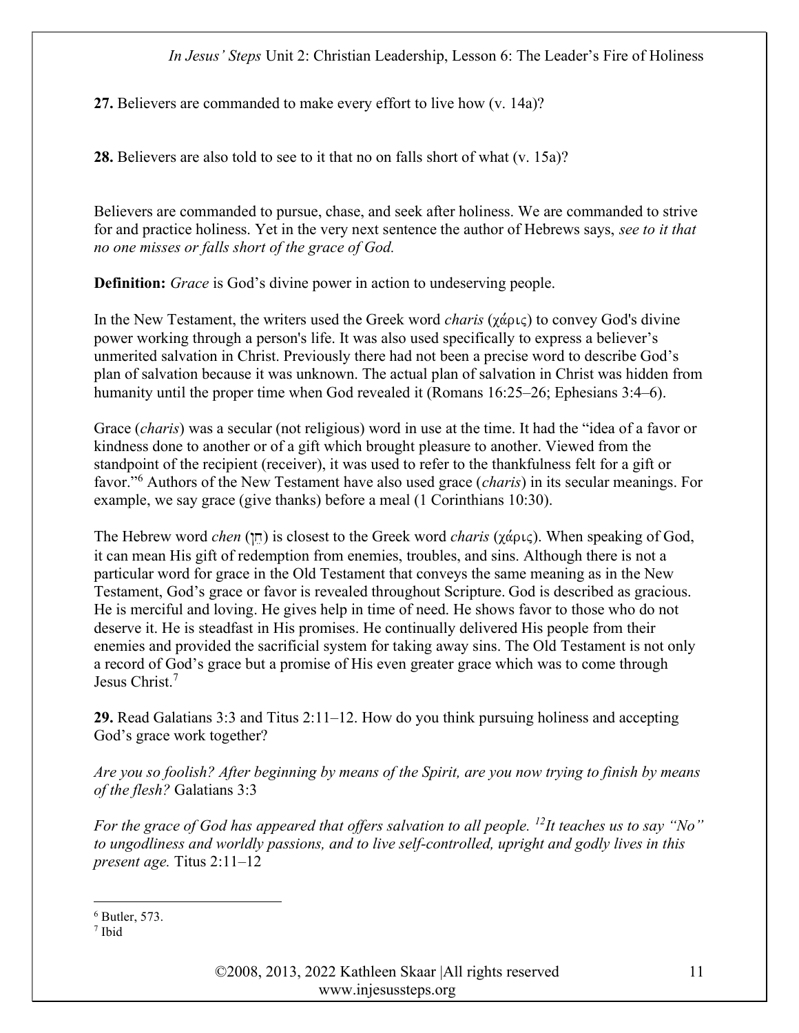**27.** Believers are commanded to make every effort to live how (v. 14a)?

**28.** Believers are also told to see to it that no on falls short of what (v. 15a)?

Believers are commanded to pursue, chase, and seek after holiness. We are commanded to strive for and practice holiness. Yet in the very next sentence the author of Hebrews says, *see to it that no one misses or falls short of the grace of God.*

**Definition:** *Grace* is God's divine power in action to undeserving people.

In the New Testament, the writers used the Greek word *charis* (χάρις) to convey God's divine power working through a person's life. It was also used specifically to express a believer's unmerited salvation in Christ. Previously there had not been a precise word to describe God's plan of salvation because it was unknown. The actual plan of salvation in Christ was hidden from humanity until the proper time when God revealed it (Romans 16:25–26; Ephesians 3:4–6).

Grace (*charis*) was a secular (not religious) word in use at the time. It had the "idea of a favor or kindness done to another or of a gift which brought pleasure to another. Viewed from the standpoint of the recipient (receiver), it was used to refer to the thankfulness felt for a gift or favor."[6] Authors of the New Testament have also used grace (*charis*) in its secular meanings. For example, we say grace (give thanks) before a meal (1 Corinthians 10:30).

The Hebrew word *chen* (חֵן) is closest to the Greek word *charis* (χάρις). When speaking of God, it can mean His gift of redemption from enemies, troubles, and sins. Although there is not a particular word for grace in the Old Testament that conveys the same meaning as in the New Testament, God's grace or favor is revealed throughout Scripture. God is described as gracious. He is merciful and loving. He gives help in time of need. He shows favor to those who do not deserve it. He is steadfast in His promises. He continually delivered His people from their enemies and provided the sacrificial system for taking away sins. The Old Testament is not only a record of God's grace but a promise of His even greater grace which was to come through Jesus Christ.[7]

**29.** Read Galatians 3:3 and Titus 2:11–12. How do you think pursuing holiness and accepting God's grace work together?

*Are you so foolish? After beginning by means of the Spirit, are you now trying to finish by means of the flesh?* Galatians 3:3

*For the grace of God has appeared that offers salvation to all people. [12]It teaches us to say "No" to ungodliness and worldly passions, and to live self-controlled, upright and godly lives in this present age.* Titus 2:11–12

---

[6] Butler, 573.

[7] Ibid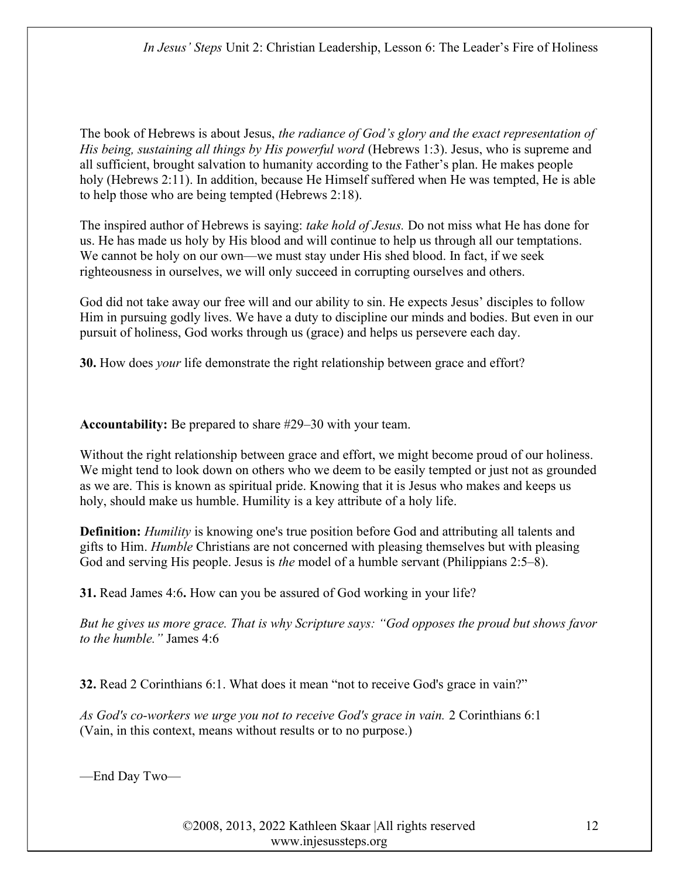The book of Hebrews is about Jesus, *the radiance of God's glory and the exact representation of His being, sustaining all things by His powerful word* (Hebrews 1:3). Jesus, who is supreme and all sufficient, brought salvation to humanity according to the Father's plan. He makes people holy (Hebrews 2:11). In addition, because He Himself suffered when He was tempted, He is able to help those who are being tempted (Hebrews 2:18).

The inspired author of Hebrews is saying: *take hold of Jesus.* Do not miss what He has done for us. He has made us holy by His blood and will continue to help us through all our temptations. We cannot be holy on our own—we must stay under His shed blood. In fact, if we seek righteousness in ourselves, we will only succeed in corrupting ourselves and others.

God did not take away our free will and our ability to sin. He expects Jesus' disciples to follow Him in pursuing godly lives. We have a duty to discipline our minds and bodies. But even in our pursuit of holiness, God works through us (grace) and helps us persevere each day.

**30.** How does *your* life demonstrate the right relationship between grace and effort?

**Accountability:** Be prepared to share #29–30 with your team.

Without the right relationship between grace and effort, we might become proud of our holiness. We might tend to look down on others who we deem to be easily tempted or just not as grounded as we are. This is known as spiritual pride. Knowing that it is Jesus who makes and keeps us holy, should make us humble. Humility is a key attribute of a holy life.

**Definition:** *Humility* is knowing one's true position before God and attributing all talents and gifts to Him. *Humble* Christians are not concerned with pleasing themselves but with pleasing God and serving His people. Jesus is *the* model of a humble servant (Philippians 2:5–8).

**31.** Read James 4:6**.** How can you be assured of God working in your life?

*But he gives us more grace. That is why Scripture says: "God opposes the proud but shows favor to the humble."* James 4:6

**32.** Read 2 Corinthians 6:1. What does it mean "not to receive God's grace in vain?"

*As God's co-workers we urge you not to receive God's grace in vain.* 2 Corinthians 6:1 (Vain, in this context, means without results or to no purpose.)

—End Day Two—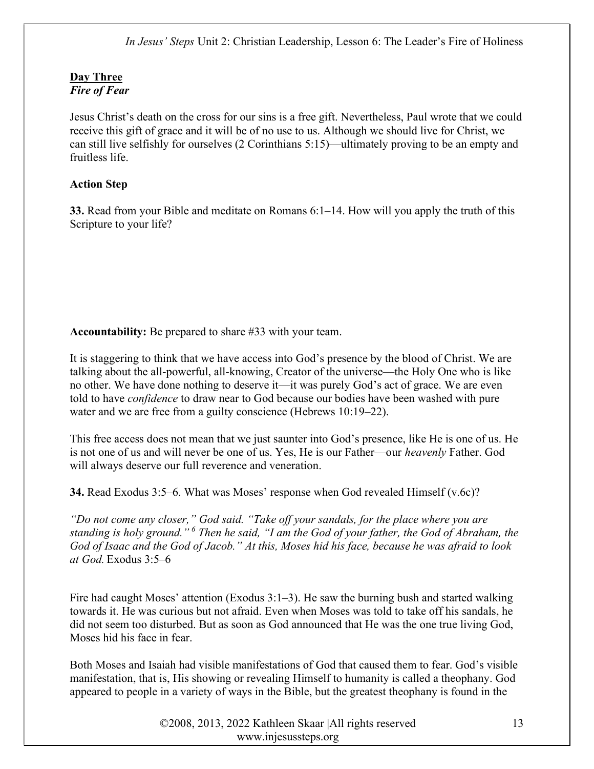**Day Three**
***Fire of Fear***

Jesus Christ's death on the cross for our sins is a free gift. Nevertheless, Paul wrote that we could receive this gift of grace and it will be of no use to us. Although we should live for Christ, we can still live selfishly for ourselves (2 Corinthians 5:15)—ultimately proving to be an empty and fruitless life.

**Action Step**

**33.** Read from your Bible and meditate on Romans 6:1–14. How will you apply the truth of this Scripture to your life?

**Accountability:** Be prepared to share #33 with your team.

It is staggering to think that we have access into God's presence by the blood of Christ. We are talking about the all-powerful, all-knowing, Creator of the universe—the Holy One who is like no other. We have done nothing to deserve it—it was purely God's act of grace. We are even told to have *confidence* to draw near to God because our bodies have been washed with pure water and we are free from a guilty conscience (Hebrews 10:19–22).

This free access does not mean that we just saunter into God's presence, like He is one of us. He is not one of us and will never be one of us. Yes, He is our Father—our *heavenly* Father. God will always deserve our full reverence and veneration.

**34.** Read Exodus 3:5–6. What was Moses' response when God revealed Himself (v.6c)?

*"Do not come any closer," God said. "Take off your sandals, for the place where you are standing is holy ground."* [6] *Then he said, "I am the God of your father, the God of Abraham, the God of Isaac and the God of Jacob." At this, Moses hid his face, because he was afraid to look at God.* Exodus 3:5–6

Fire had caught Moses' attention (Exodus 3:1–3). He saw the burning bush and started walking towards it. He was curious but not afraid. Even when Moses was told to take off his sandals, he did not seem too disturbed. But as soon as God announced that He was the one true living God, Moses hid his face in fear.

Both Moses and Isaiah had visible manifestations of God that caused them to fear. God's visible manifestation, that is, His showing or revealing Himself to humanity is called a theophany. God appeared to people in a variety of ways in the Bible, but the greatest theophany is found in the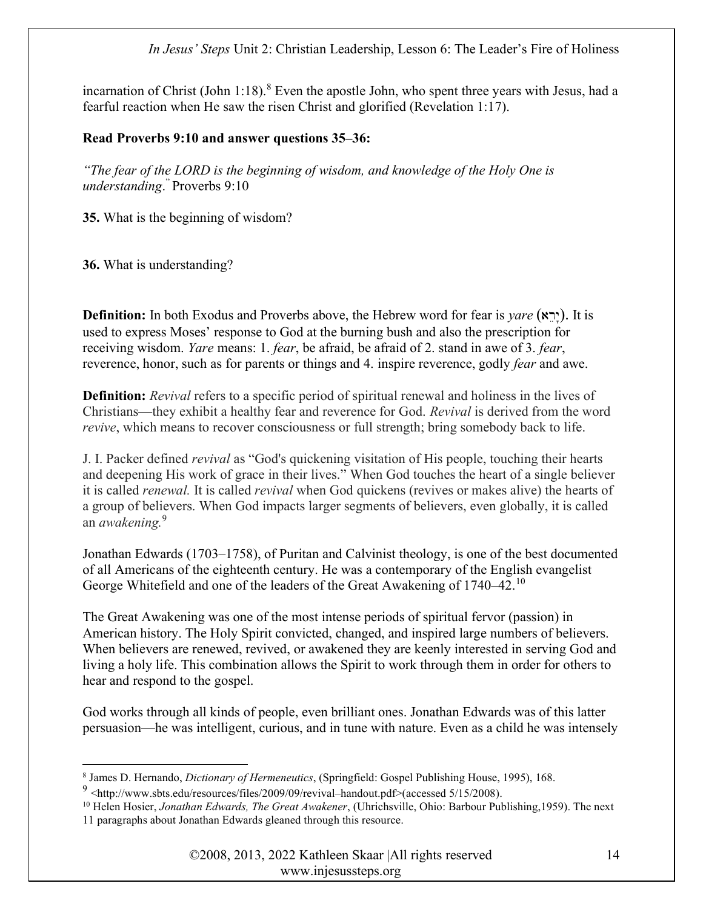incarnation of Christ (John 1:18).[8] Even the apostle John, who spent three years with Jesus, had a fearful reaction when He saw the risen Christ and glorified (Revelation 1:17).

**Read Proverbs 9:10 and answer questions 35–36:**

*"The fear of the LORD is the beginning of wisdom, and knowledge of the Holy One is understanding*." Proverbs 9:10

**35.** What is the beginning of wisdom?

**36.** What is understanding?

**Definition:** In both Exodus and Proverbs above, the Hebrew word for fear is *yare* (יָרֵא). It is used to express Moses' response to God at the burning bush and also the prescription for receiving wisdom. *Yare* means: 1. *fear*, be afraid, be afraid of 2. stand in awe of 3. *fear*, reverence, honor, such as for parents or things and 4. inspire reverence, godly *fear* and awe.

**Definition:** *Revival* refers to a specific period of spiritual renewal and holiness in the lives of Christians—they exhibit a healthy fear and reverence for God. *Revival* is derived from the word *revive*, which means to recover consciousness or full strength; bring somebody back to life.

J. I. Packer defined *revival* as "God's quickening visitation of His people, touching their hearts and deepening His work of grace in their lives." When God touches the heart of a single believer it is called *renewal.* It is called *revival* when God quickens (revives or makes alive) the hearts of a group of believers. When God impacts larger segments of believers, even globally, it is called an *awakening.*[9]

Jonathan Edwards (1703–1758), of Puritan and Calvinist theology, is one of the best documented of all Americans of the eighteenth century. He was a contemporary of the English evangelist George Whitefield and one of the leaders of the Great Awakening of 1740–42.[10]

The Great Awakening was one of the most intense periods of spiritual fervor (passion) in American history. The Holy Spirit convicted, changed, and inspired large numbers of believers. When believers are renewed, revived, or awakened they are keenly interested in serving God and living a holy life. This combination allows the Spirit to work through them in order for others to hear and respond to the gospel.

God works through all kinds of people, even brilliant ones. Jonathan Edwards was of this latter persuasion—he was intelligent, curious, and in tune with nature. Even as a child he was intensely

---

[8] James D. Hernando, *Dictionary of Hermeneutics*, (Springfield: Gospel Publishing House, 1995), 168.

[9] <http://www.sbts.edu/resources/files/2009/09/revival–handout.pdf>(accessed 5/15/2008).

[10] Helen Hosier, *Jonathan Edwards, The Great Awakener*, (Uhrichsville, Ohio: Barbour Publishing,1959). The next 11 paragraphs about Jonathan Edwards gleaned through this resource.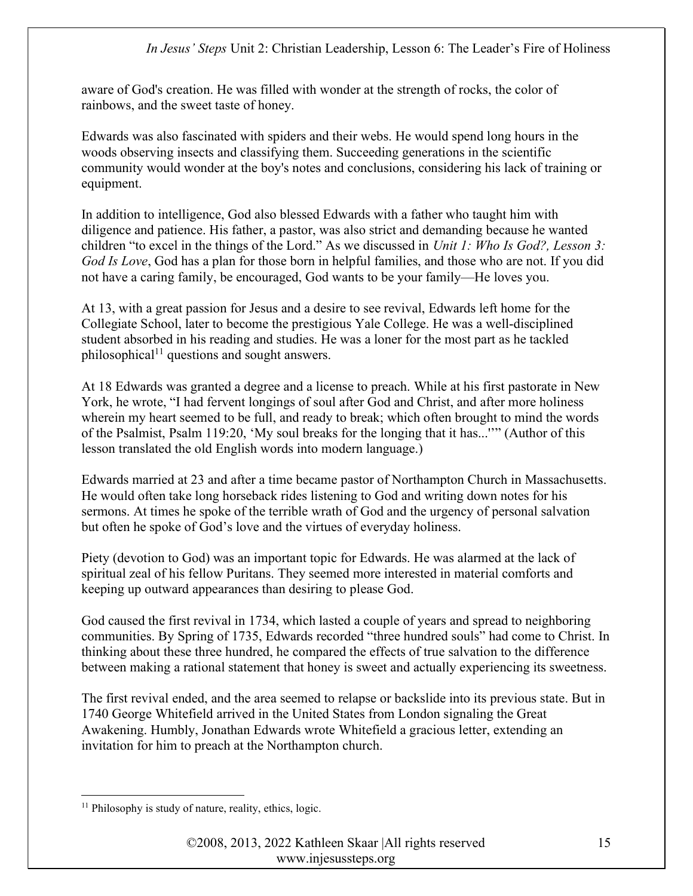aware of God's creation. He was filled with wonder at the strength of rocks, the color of rainbows, and the sweet taste of honey.

Edwards was also fascinated with spiders and their webs. He would spend long hours in the woods observing insects and classifying them. Succeeding generations in the scientific community would wonder at the boy's notes and conclusions, considering his lack of training or equipment.

In addition to intelligence, God also blessed Edwards with a father who taught him with diligence and patience. His father, a pastor, was also strict and demanding because he wanted children "to excel in the things of the Lord." As we discussed in *Unit 1: Who Is God?, Lesson 3: God Is Love*, God has a plan for those born in helpful families, and those who are not. If you did not have a caring family, be encouraged, God wants to be your family—He loves you.

At 13, with a great passion for Jesus and a desire to see revival, Edwards left home for the Collegiate School, later to become the prestigious Yale College. He was a well-disciplined student absorbed in his reading and studies. He was a loner for the most part as he tackled philosophical[11] questions and sought answers.

At 18 Edwards was granted a degree and a license to preach. While at his first pastorate in New York, he wrote, "I had fervent longings of soul after God and Christ, and after more holiness wherein my heart seemed to be full, and ready to break; which often brought to mind the words of the Psalmist, Psalm 119:20, 'My soul breaks for the longing that it has...'" (Author of this lesson translated the old English words into modern language.)

Edwards married at 23 and after a time became pastor of Northampton Church in Massachusetts. He would often take long horseback rides listening to God and writing down notes for his sermons. At times he spoke of the terrible wrath of God and the urgency of personal salvation but often he spoke of God's love and the virtues of everyday holiness.

Piety (devotion to God) was an important topic for Edwards. He was alarmed at the lack of spiritual zeal of his fellow Puritans. They seemed more interested in material comforts and keeping up outward appearances than desiring to please God.

God caused the first revival in 1734, which lasted a couple of years and spread to neighboring communities. By Spring of 1735, Edwards recorded "three hundred souls" had come to Christ. In thinking about these three hundred, he compared the effects of true salvation to the difference between making a rational statement that honey is sweet and actually experiencing its sweetness.

The first revival ended, and the area seemed to relapse or backslide into its previous state. But in 1740 George Whitefield arrived in the United States from London signaling the Great Awakening. Humbly, Jonathan Edwards wrote Whitefield a gracious letter, extending an invitation for him to preach at the Northampton church.

[11] Philosophy is study of nature, reality, ethics, logic.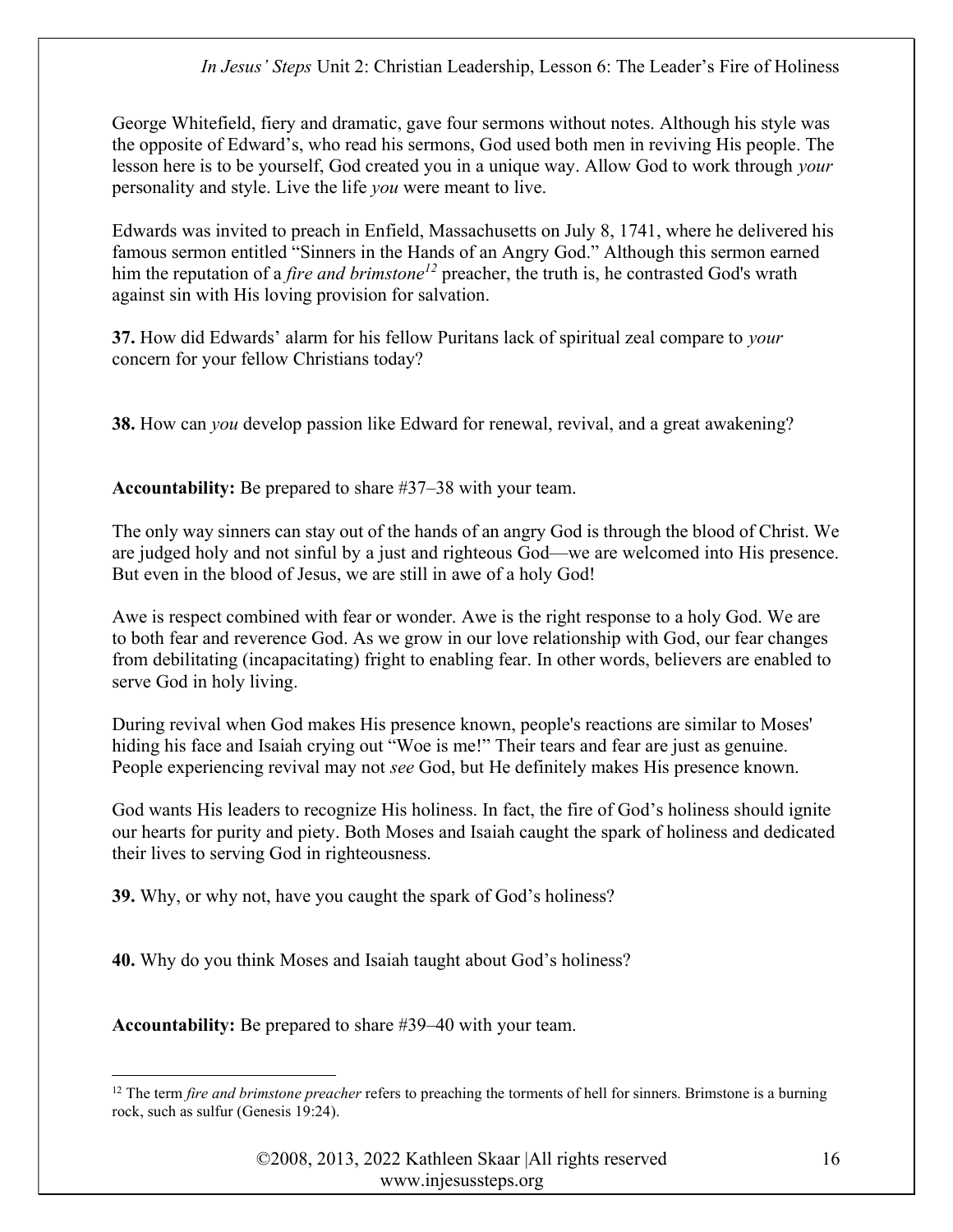George Whitefield, fiery and dramatic, gave four sermons without notes. Although his style was the opposite of Edward's, who read his sermons, God used both men in reviving His people. The lesson here is to be yourself, God created you in a unique way. Allow God to work through *your* personality and style. Live the life *you* were meant to live.

Edwards was invited to preach in Enfield, Massachusetts on July 8, 1741, where he delivered his famous sermon entitled "Sinners in the Hands of an Angry God." Although this sermon earned him the reputation of a *fire and brimstone*[12] preacher, the truth is, he contrasted God's wrath against sin with His loving provision for salvation.

**37.** How did Edwards' alarm for his fellow Puritans lack of spiritual zeal compare to *your* concern for your fellow Christians today?

**38.** How can *you* develop passion like Edward for renewal, revival, and a great awakening?

**Accountability:** Be prepared to share #37–38 with your team.

The only way sinners can stay out of the hands of an angry God is through the blood of Christ. We are judged holy and not sinful by a just and righteous God—we are welcomed into His presence. But even in the blood of Jesus, we are still in awe of a holy God!

Awe is respect combined with fear or wonder. Awe is the right response to a holy God. We are to both fear and reverence God. As we grow in our love relationship with God, our fear changes from debilitating (incapacitating) fright to enabling fear. In other words, believers are enabled to serve God in holy living.

During revival when God makes His presence known, people's reactions are similar to Moses' hiding his face and Isaiah crying out "Woe is me!" Their tears and fear are just as genuine. People experiencing revival may not *see* God, but He definitely makes His presence known.

God wants His leaders to recognize His holiness. In fact, the fire of God's holiness should ignite our hearts for purity and piety. Both Moses and Isaiah caught the spark of holiness and dedicated their lives to serving God in righteousness.

**39.** Why, or why not, have you caught the spark of God's holiness?

**40.** Why do you think Moses and Isaiah taught about God's holiness?

**Accountability:** Be prepared to share #39–40 with your team.

---

[12] The term *fire and brimstone preacher* refers to preaching the torments of hell for sinners. Brimstone is a burning rock, such as sulfur (Genesis 19:24).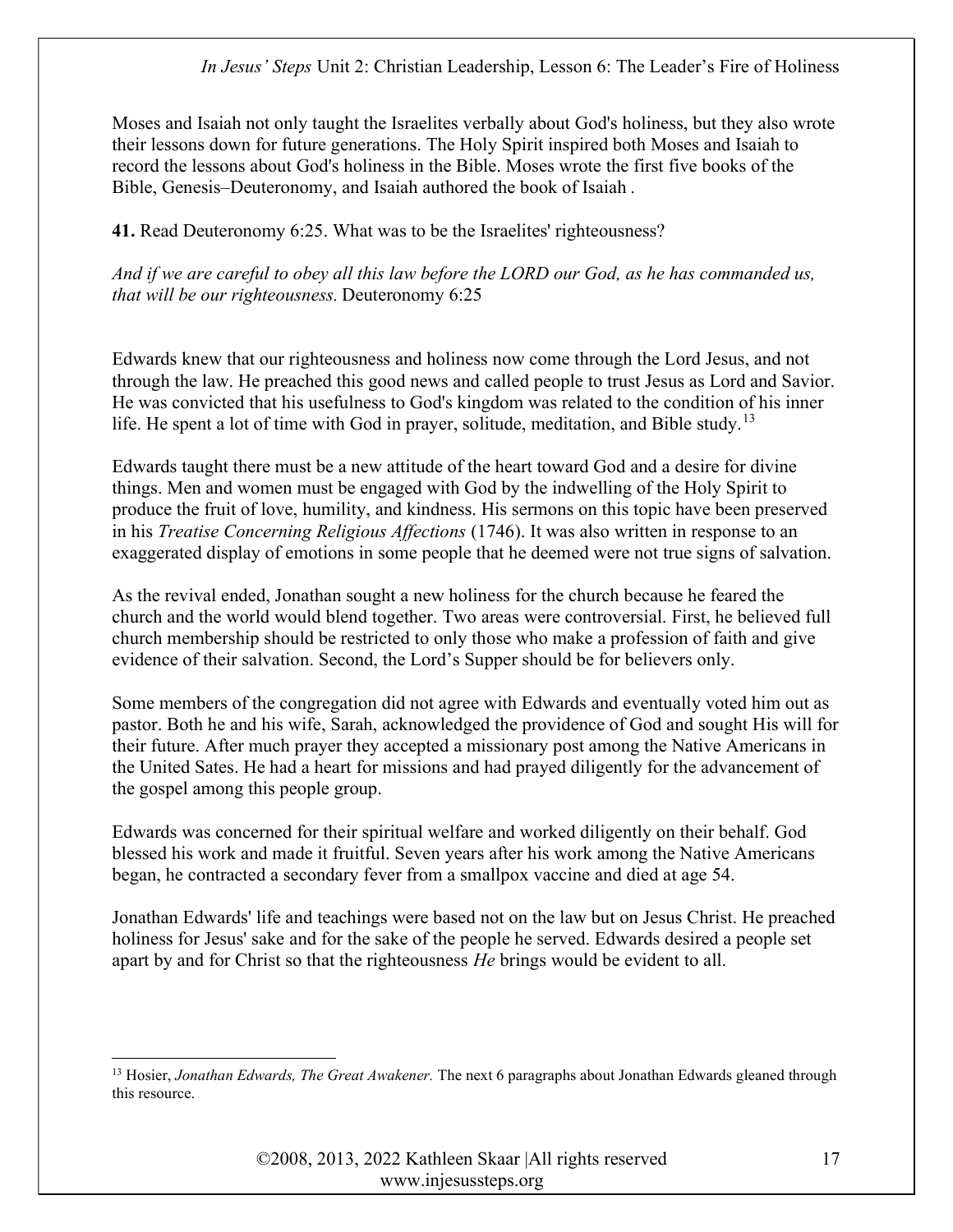Moses and Isaiah not only taught the Israelites verbally about God's holiness, but they also wrote their lessons down for future generations. The Holy Spirit inspired both Moses and Isaiah to record the lessons about God's holiness in the Bible. Moses wrote the first five books of the Bible, Genesis–Deuteronomy, and Isaiah authored the book of Isaiah .

**41.** Read Deuteronomy 6:25. What was to be the Israelites' righteousness?

*And if we are careful to obey all this law before the LORD our God, as he has commanded us, that will be our righteousness.* Deuteronomy 6:25

Edwards knew that our righteousness and holiness now come through the Lord Jesus, and not through the law. He preached this good news and called people to trust Jesus as Lord and Savior. He was convicted that his usefulness to God's kingdom was related to the condition of his inner life. He spent a lot of time with God in prayer, solitude, meditation, and Bible study.[13]

Edwards taught there must be a new attitude of the heart toward God and a desire for divine things. Men and women must be engaged with God by the indwelling of the Holy Spirit to produce the fruit of love, humility, and kindness. His sermons on this topic have been preserved in his *Treatise Concerning Religious Affections* (1746). It was also written in response to an exaggerated display of emotions in some people that he deemed were not true signs of salvation.

As the revival ended, Jonathan sought a new holiness for the church because he feared the church and the world would blend together. Two areas were controversial. First, he believed full church membership should be restricted to only those who make a profession of faith and give evidence of their salvation. Second, the Lord's Supper should be for believers only.

Some members of the congregation did not agree with Edwards and eventually voted him out as pastor. Both he and his wife, Sarah, acknowledged the providence of God and sought His will for their future. After much prayer they accepted a missionary post among the Native Americans in the United Sates. He had a heart for missions and had prayed diligently for the advancement of the gospel among this people group.

Edwards was concerned for their spiritual welfare and worked diligently on their behalf. God blessed his work and made it fruitful. Seven years after his work among the Native Americans began, he contracted a secondary fever from a smallpox vaccine and died at age 54.

Jonathan Edwards' life and teachings were based not on the law but on Jesus Christ. He preached holiness for Jesus' sake and for the sake of the people he served. Edwards desired a people set apart by and for Christ so that the righteousness *He* brings would be evident to all.

---

[13] Hosier, *Jonathan Edwards, The Great Awakener.* The next 6 paragraphs about Jonathan Edwards gleaned through this resource.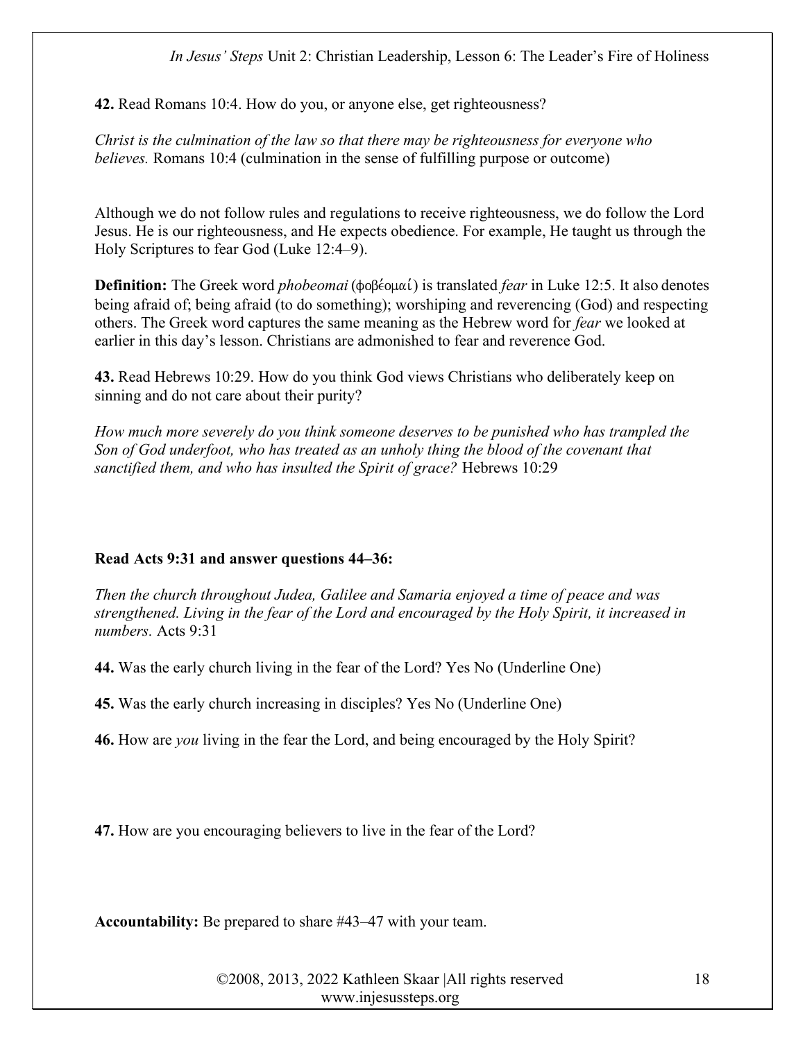**42.** Read Romans 10:4. How do you, or anyone else, get righteousness?

*Christ is the culmination of the law so that there may be righteousness for everyone who believes.* Romans 10:4 (culmination in the sense of fulfilling purpose or outcome)

Although we do not follow rules and regulations to receive righteousness, we do follow the Lord Jesus. He is our righteousness, and He expects obedience. For example, He taught us through the Holy Scriptures to fear God (Luke 12:4–9).

**Definition:** The Greek word *phobeomai* (φοβέομαί) is translated *fear* in Luke 12:5. It also denotes being afraid of; being afraid (to do something); worshiping and reverencing (God) and respecting others. The Greek word captures the same meaning as the Hebrew word for *fear* we looked at earlier in this day's lesson. Christians are admonished to fear and reverence God.

**43.** Read Hebrews 10:29. How do you think God views Christians who deliberately keep on sinning and do not care about their purity?

*How much more severely do you think someone deserves to be punished who has trampled the Son of God underfoot, who has treated as an unholy thing the blood of the covenant that sanctified them, and who has insulted the Spirit of grace?* Hebrews 10:29

**Read Acts 9:31 and answer questions 44–36:**

*Then the church throughout Judea, Galilee and Samaria enjoyed a time of peace and was strengthened. Living in the fear of the Lord and encouraged by the Holy Spirit, it increased in numbers.* Acts 9:31

**44.** Was the early church living in the fear of the Lord? Yes No (Underline One)

**45.** Was the early church increasing in disciples? Yes No (Underline One)

**46.** How are *you* living in the fear the Lord, and being encouraged by the Holy Spirit?

**47.** How are you encouraging believers to live in the fear of the Lord?

**Accountability:** Be prepared to share #43–47 with your team.

©2008, 2013, 2022 Kathleen Skaar |All rights reserved
www.injesussteps.org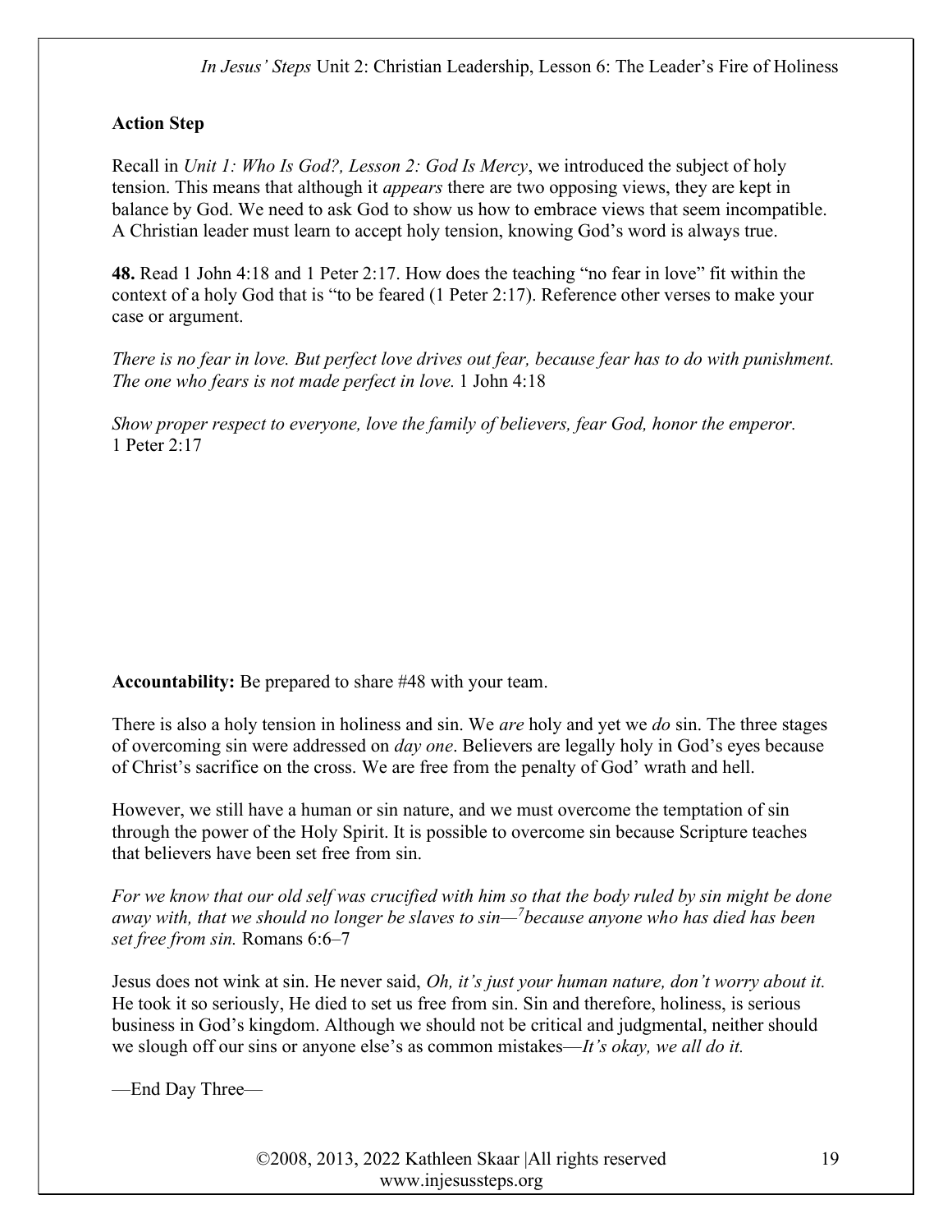**Action Step**

Recall in *Unit 1: Who Is God?, Lesson 2: God Is Mercy*, we introduced the subject of holy tension. This means that although it *appears* there are two opposing views, they are kept in balance by God. We need to ask God to show us how to embrace views that seem incompatible. A Christian leader must learn to accept holy tension, knowing God's word is always true.

**48.** Read 1 John 4:18 and 1 Peter 2:17. How does the teaching "no fear in love" fit within the context of a holy God that is "to be feared (1 Peter 2:17). Reference other verses to make your case or argument.

*There is no fear in love. But perfect love drives out fear, because fear has to do with punishment. The one who fears is not made perfect in love.* 1 John 4:18

*Show proper respect to everyone, love the family of believers, fear God, honor the emperor.* 1 Peter 2:17

**Accountability:** Be prepared to share #48 with your team.

There is also a holy tension in holiness and sin. We *are* holy and yet we *do* sin. The three stages of overcoming sin were addressed on *day one*. Believers are legally holy in God's eyes because of Christ's sacrifice on the cross. We are free from the penalty of God' wrath and hell.

However, we still have a human or sin nature, and we must overcome the temptation of sin through the power of the Holy Spirit. It is possible to overcome sin because Scripture teaches that believers have been set free from sin.

*For we know that our old self was crucified with him so that the body ruled by sin might be done away with, that we should no longer be slaves to sin—[7]because anyone who has died has been set free from sin.* Romans 6:6–7

Jesus does not wink at sin. He never said, *Oh, it's just your human nature, don't worry about it.* He took it so seriously, He died to set us free from sin. Sin and therefore, holiness, is serious business in God's kingdom. Although we should not be critical and judgmental, neither should we slough off our sins or anyone else's as common mistakes—*It's okay, we all do it.*

—End Day Three—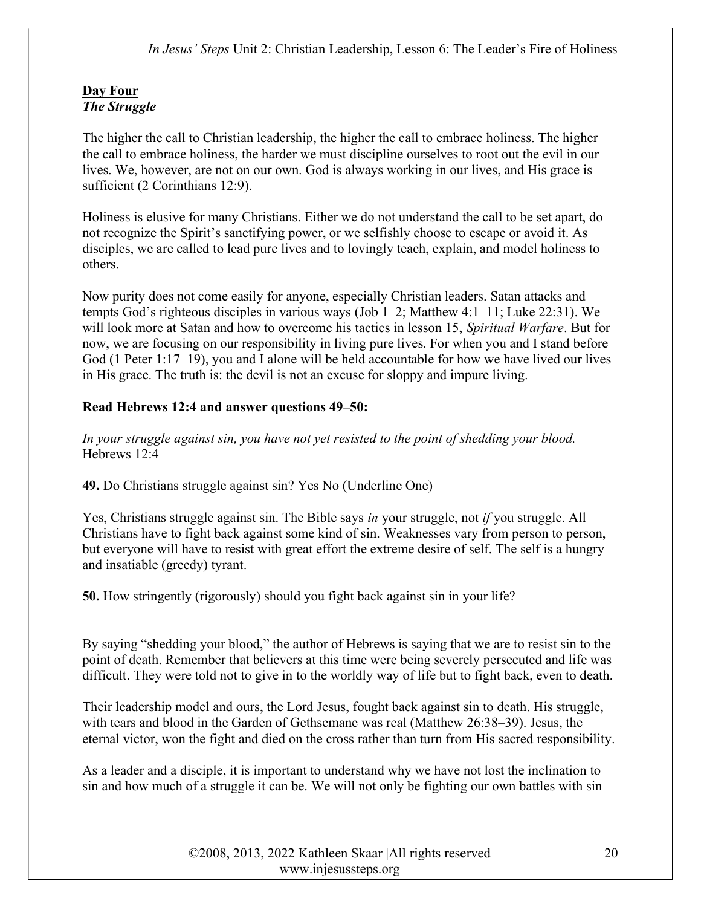**Day Four**
***The Struggle***

The higher the call to Christian leadership, the higher the call to embrace holiness. The higher the call to embrace holiness, the harder we must discipline ourselves to root out the evil in our lives. We, however, are not on our own. God is always working in our lives, and His grace is sufficient (2 Corinthians 12:9).

Holiness is elusive for many Christians. Either we do not understand the call to be set apart, do not recognize the Spirit's sanctifying power, or we selfishly choose to escape or avoid it. As disciples, we are called to lead pure lives and to lovingly teach, explain, and model holiness to others.

Now purity does not come easily for anyone, especially Christian leaders. Satan attacks and tempts God's righteous disciples in various ways (Job 1–2; Matthew 4:1–11; Luke 22:31). We will look more at Satan and how to overcome his tactics in lesson 15, *Spiritual Warfare*. But for now, we are focusing on our responsibility in living pure lives. For when you and I stand before God (1 Peter 1:17–19), you and I alone will be held accountable for how we have lived our lives in His grace. The truth is: the devil is not an excuse for sloppy and impure living.

**Read Hebrews 12:4 and answer questions 49–50:**

*In your struggle against sin, you have not yet resisted to the point of shedding your blood.* Hebrews 12:4

**49.** Do Christians struggle against sin? Yes No (Underline One)

Yes, Christians struggle against sin. The Bible says *in* your struggle, not *if* you struggle. All Christians have to fight back against some kind of sin. Weaknesses vary from person to person, but everyone will have to resist with great effort the extreme desire of self. The self is a hungry and insatiable (greedy) tyrant.

**50.** How stringently (rigorously) should you fight back against sin in your life?

By saying "shedding your blood," the author of Hebrews is saying that we are to resist sin to the point of death. Remember that believers at this time were being severely persecuted and life was difficult. They were told not to give in to the worldly way of life but to fight back, even to death.

Their leadership model and ours, the Lord Jesus, fought back against sin to death. His struggle, with tears and blood in the Garden of Gethsemane was real (Matthew 26:38–39). Jesus, the eternal victor, won the fight and died on the cross rather than turn from His sacred responsibility.

As a leader and a disciple, it is important to understand why we have not lost the inclination to sin and how much of a struggle it can be. We will not only be fighting our own battles with sin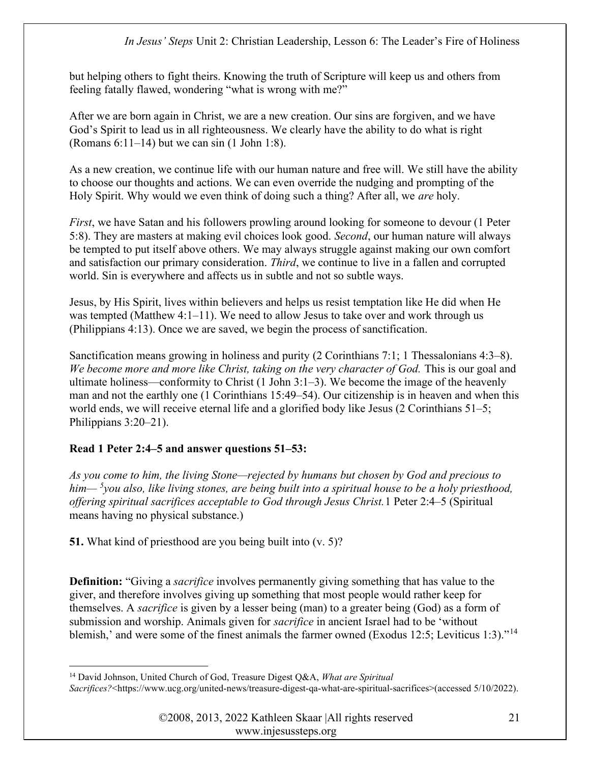but helping others to fight theirs. Knowing the truth of Scripture will keep us and others from feeling fatally flawed, wondering "what is wrong with me?"

After we are born again in Christ, we are a new creation. Our sins are forgiven, and we have God's Spirit to lead us in all righteousness. We clearly have the ability to do what is right (Romans 6:11–14) but we can sin (1 John 1:8).

As a new creation, we continue life with our human nature and free will. We still have the ability to choose our thoughts and actions. We can even override the nudging and prompting of the Holy Spirit. Why would we even think of doing such a thing? After all, we *are* holy.

*First*, we have Satan and his followers prowling around looking for someone to devour (1 Peter 5:8). They are masters at making evil choices look good. *Second*, our human nature will always be tempted to put itself above others. We may always struggle against making our own comfort and satisfaction our primary consideration. *Third*, we continue to live in a fallen and corrupted world. Sin is everywhere and affects us in subtle and not so subtle ways.

Jesus, by His Spirit, lives within believers and helps us resist temptation like He did when He was tempted (Matthew 4:1–11). We need to allow Jesus to take over and work through us (Philippians 4:13). Once we are saved, we begin the process of sanctification.

Sanctification means growing in holiness and purity (2 Corinthians 7:1; 1 Thessalonians 4:3–8). *We become more and more like Christ, taking on the very character of God.* This is our goal and ultimate holiness—conformity to Christ (1 John 3:1–3). We become the image of the heavenly man and not the earthly one (1 Corinthians 15:49–54). Our citizenship is in heaven and when this world ends, we will receive eternal life and a glorified body like Jesus (2 Corinthians 51–5; Philippians 3:20–21).

**Read 1 Peter 2:4–5 and answer questions 51–53:**

*As you come to him, the living Stone—rejected by humans but chosen by God and precious to him— [5]you also, like living stones, are being built into a spiritual house to be a holy priesthood, offering spiritual sacrifices acceptable to God through Jesus Christ.* 1 Peter 2:4–5 (Spiritual means having no physical substance.)

**51.** What kind of priesthood are you being built into (v. 5)?

**Definition:** "Giving a *sacrifice* involves permanently giving something that has value to the giver, and therefore involves giving up something that most people would rather keep for themselves. A *sacrifice* is given by a lesser being (man) to a greater being (God) as a form of submission and worship. Animals given for *sacrifice* in ancient Israel had to be 'without blemish,' and were some of the finest animals the farmer owned (Exodus 12:5; Leviticus 1:3)."[14]

---

[14] David Johnson, United Church of God, Treasure Digest Q&A, *What are Spiritual Sacrifices?*<https://www.ucg.org/united-news/treasure-digest-qa-what-are-spiritual-sacrifices>(accessed 5/10/2022).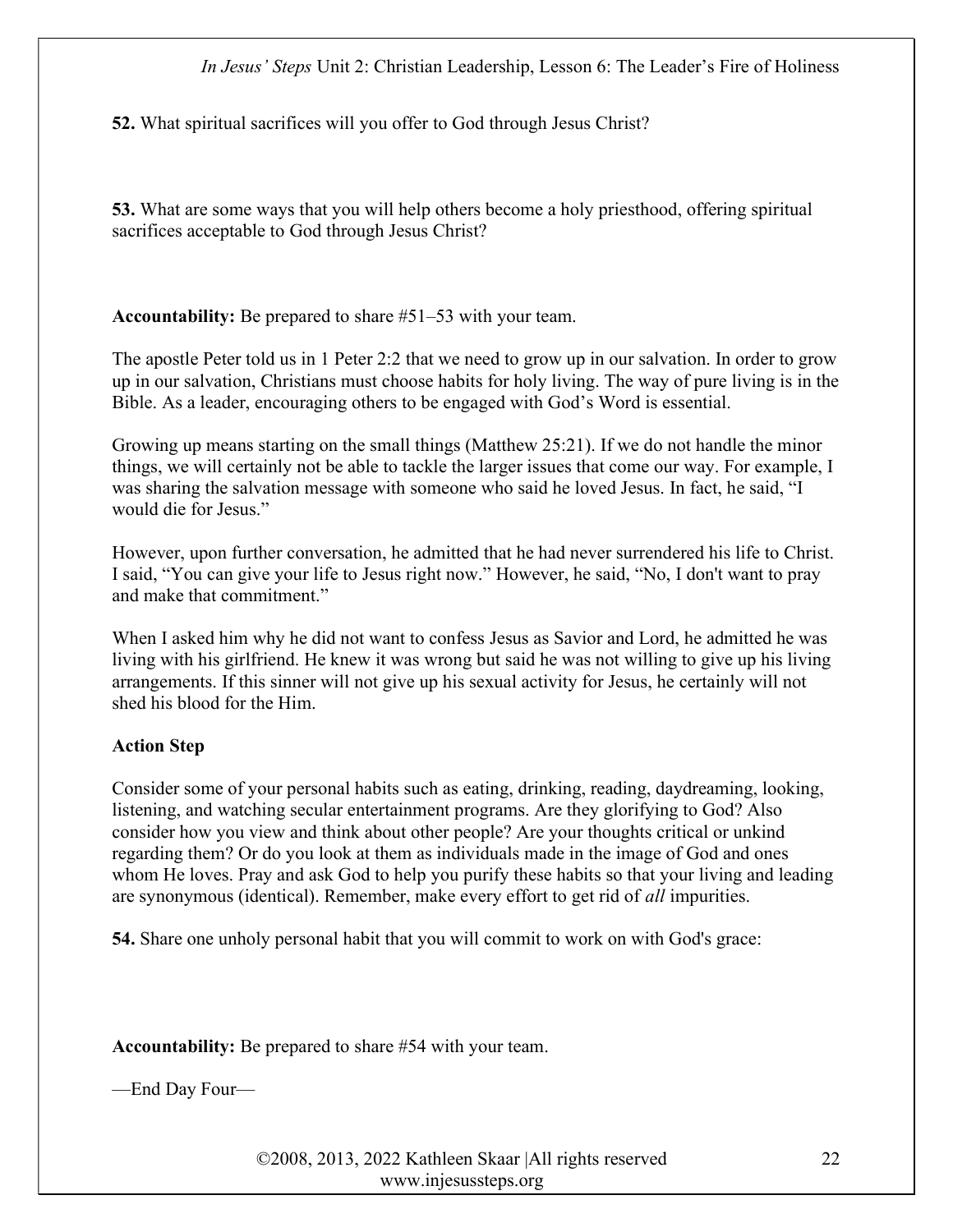**52.** What spiritual sacrifices will you offer to God through Jesus Christ?

**53.** What are some ways that you will help others become a holy priesthood, offering spiritual sacrifices acceptable to God through Jesus Christ?

**Accountability:** Be prepared to share #51–53 with your team.

The apostle Peter told us in 1 Peter 2:2 that we need to grow up in our salvation. In order to grow up in our salvation, Christians must choose habits for holy living. The way of pure living is in the Bible. As a leader, encouraging others to be engaged with God's Word is essential.

Growing up means starting on the small things (Matthew 25:21). If we do not handle the minor things, we will certainly not be able to tackle the larger issues that come our way. For example, I was sharing the salvation message with someone who said he loved Jesus. In fact, he said, "I would die for Jesus."

However, upon further conversation, he admitted that he had never surrendered his life to Christ. I said, "You can give your life to Jesus right now." However, he said, "No, I don't want to pray and make that commitment."

When I asked him why he did not want to confess Jesus as Savior and Lord, he admitted he was living with his girlfriend. He knew it was wrong but said he was not willing to give up his living arrangements. If this sinner will not give up his sexual activity for Jesus, he certainly will not shed his blood for the Him.

**Action Step**

Consider some of your personal habits such as eating, drinking, reading, daydreaming, looking, listening, and watching secular entertainment programs. Are they glorifying to God? Also consider how you view and think about other people? Are your thoughts critical or unkind regarding them? Or do you look at them as individuals made in the image of God and ones whom He loves. Pray and ask God to help you purify these habits so that your living and leading are synonymous (identical). Remember, make every effort to get rid of *all* impurities.

**54.** Share one unholy personal habit that you will commit to work on with God's grace:

**Accountability:** Be prepared to share #54 with your team.

—End Day Four—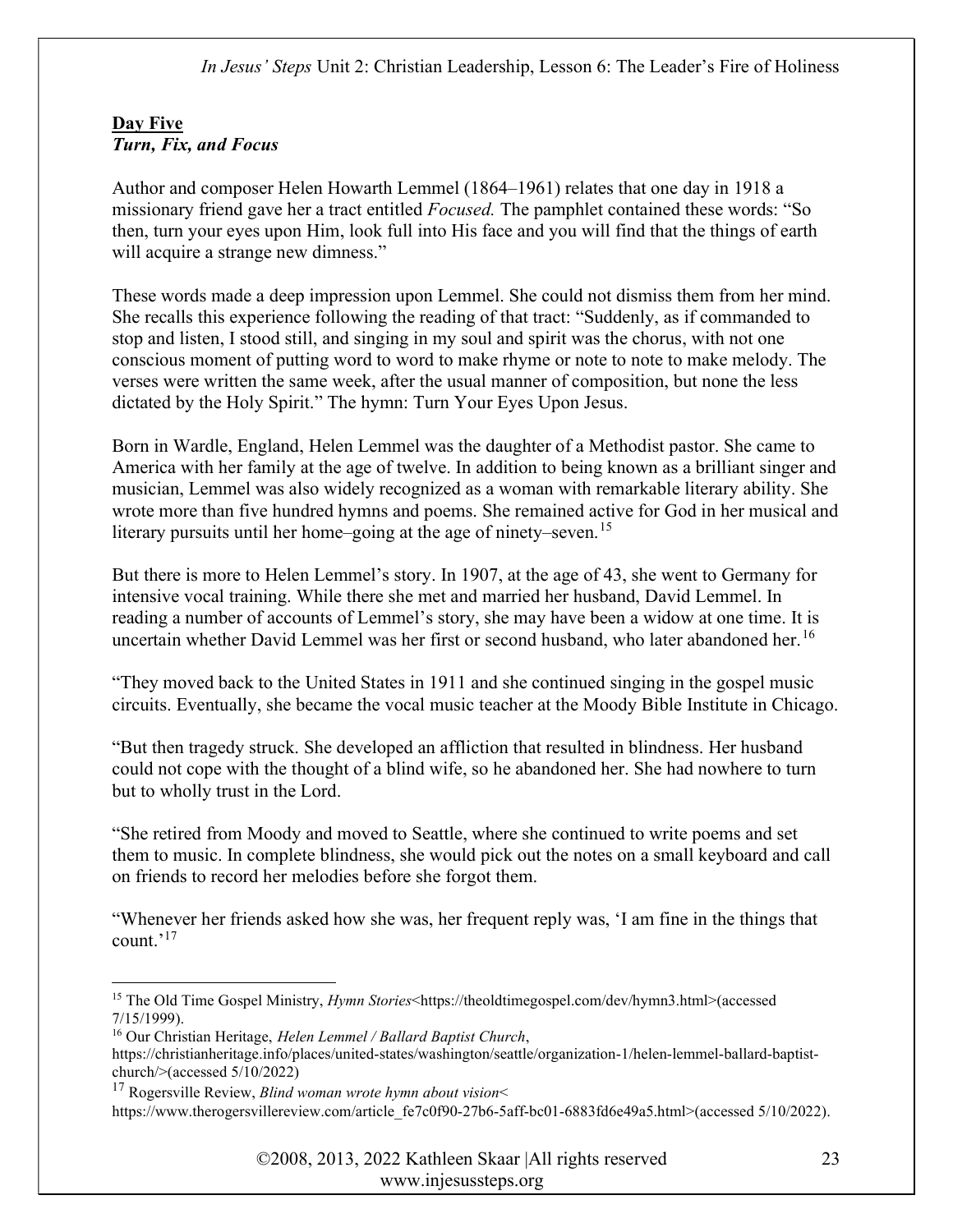**Day Five**
***Turn, Fix, and Focus***

Author and composer Helen Howarth Lemmel (1864–1961) relates that one day in 1918 a missionary friend gave her a tract entitled *Focused.* The pamphlet contained these words: "So then, turn your eyes upon Him, look full into His face and you will find that the things of earth will acquire a strange new dimness."

These words made a deep impression upon Lemmel. She could not dismiss them from her mind. She recalls this experience following the reading of that tract: "Suddenly, as if commanded to stop and listen, I stood still, and singing in my soul and spirit was the chorus, with not one conscious moment of putting word to word to make rhyme or note to note to make melody. The verses were written the same week, after the usual manner of composition, but none the less dictated by the Holy Spirit." The hymn: Turn Your Eyes Upon Jesus.

Born in Wardle, England, Helen Lemmel was the daughter of a Methodist pastor. She came to America with her family at the age of twelve. In addition to being known as a brilliant singer and musician, Lemmel was also widely recognized as a woman with remarkable literary ability. She wrote more than five hundred hymns and poems. She remained active for God in her musical and literary pursuits until her home–going at the age of ninety–seven.[15]

But there is more to Helen Lemmel's story. In 1907, at the age of 43, she went to Germany for intensive vocal training. While there she met and married her husband, David Lemmel. In reading a number of accounts of Lemmel's story, she may have been a widow at one time. It is uncertain whether David Lemmel was her first or second husband, who later abandoned her.[16]

"They moved back to the United States in 1911 and she continued singing in the gospel music circuits. Eventually, she became the vocal music teacher at the Moody Bible Institute in Chicago.

"But then tragedy struck. She developed an affliction that resulted in blindness. Her husband could not cope with the thought of a blind wife, so he abandoned her. She had nowhere to turn but to wholly trust in the Lord.

"She retired from Moody and moved to Seattle, where she continued to write poems and set them to music. In complete blindness, she would pick out the notes on a small keyboard and call on friends to record her melodies before she forgot them.

"Whenever her friends asked how she was, her frequent reply was, 'I am fine in the things that count.'[17]

---

[15] The Old Time Gospel Ministry, *Hymn Stories*<https://theoldtimegospel.com/dev/hymn3.html>(accessed 7/15/1999).

[16] Our Christian Heritage, *Helen Lemmel / Ballard Baptist Church*, https://christianheritage.info/places/united-states/washington/seattle/organization-1/helen-lemmel-ballard-baptist-church/>(accessed 5/10/2022)

[17] Rogersville Review, *Blind woman wrote hymn about vision*< https://www.therogersvillereview.com/article_fe7c0f90-27b6-5aff-bc01-6883fd6e49a5.html>(accessed 5/10/2022).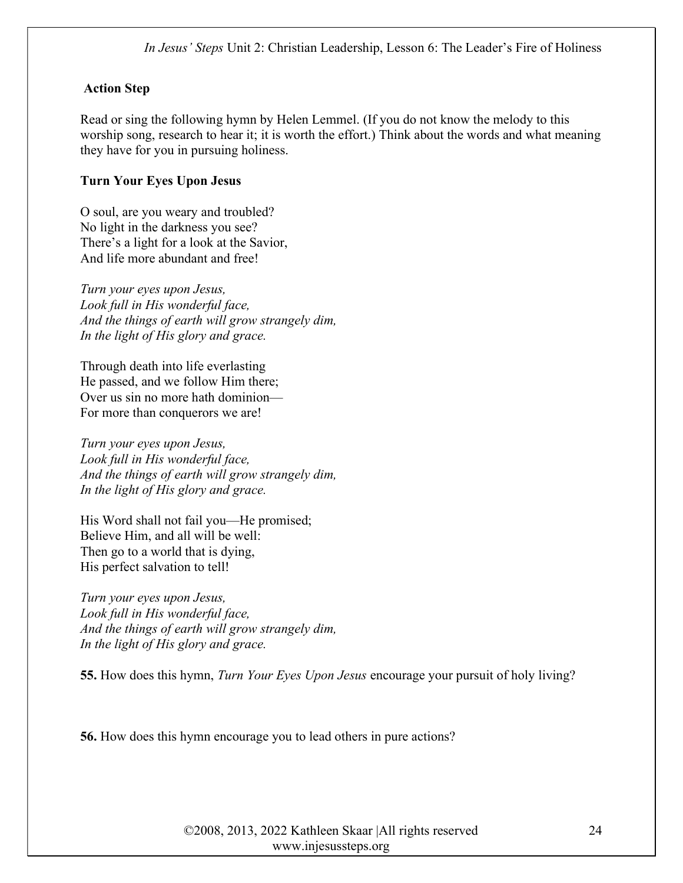**Action Step**

Read or sing the following hymn by Helen Lemmel. (If you do not know the melody to this worship song, research to hear it; it is worth the effort.) Think about the words and what meaning they have for you in pursuing holiness.

**Turn Your Eyes Upon Jesus**

O soul, are you weary and troubled?
No light in the darkness you see?
There's a light for a look at the Savior,
And life more abundant and free!

*Turn your eyes upon Jesus,*
*Look full in His wonderful face,*
*And the things of earth will grow strangely dim,*
*In the light of His glory and grace.*

Through death into life everlasting
He passed, and we follow Him there;
Over us sin no more hath dominion—
For more than conquerors we are!

*Turn your eyes upon Jesus,*
*Look full in His wonderful face,*
*And the things of earth will grow strangely dim,*
*In the light of His glory and grace.*

His Word shall not fail you—He promised;
Believe Him, and all will be well:
Then go to a world that is dying,
His perfect salvation to tell!

*Turn your eyes upon Jesus,*
*Look full in His wonderful face,*
*And the things of earth will grow strangely dim,*
*In the light of His glory and grace.*

**55.** How does this hymn, *Turn Your Eyes Upon Jesus* encourage your pursuit of holy living?

**56.** How does this hymn encourage you to lead others in pure actions?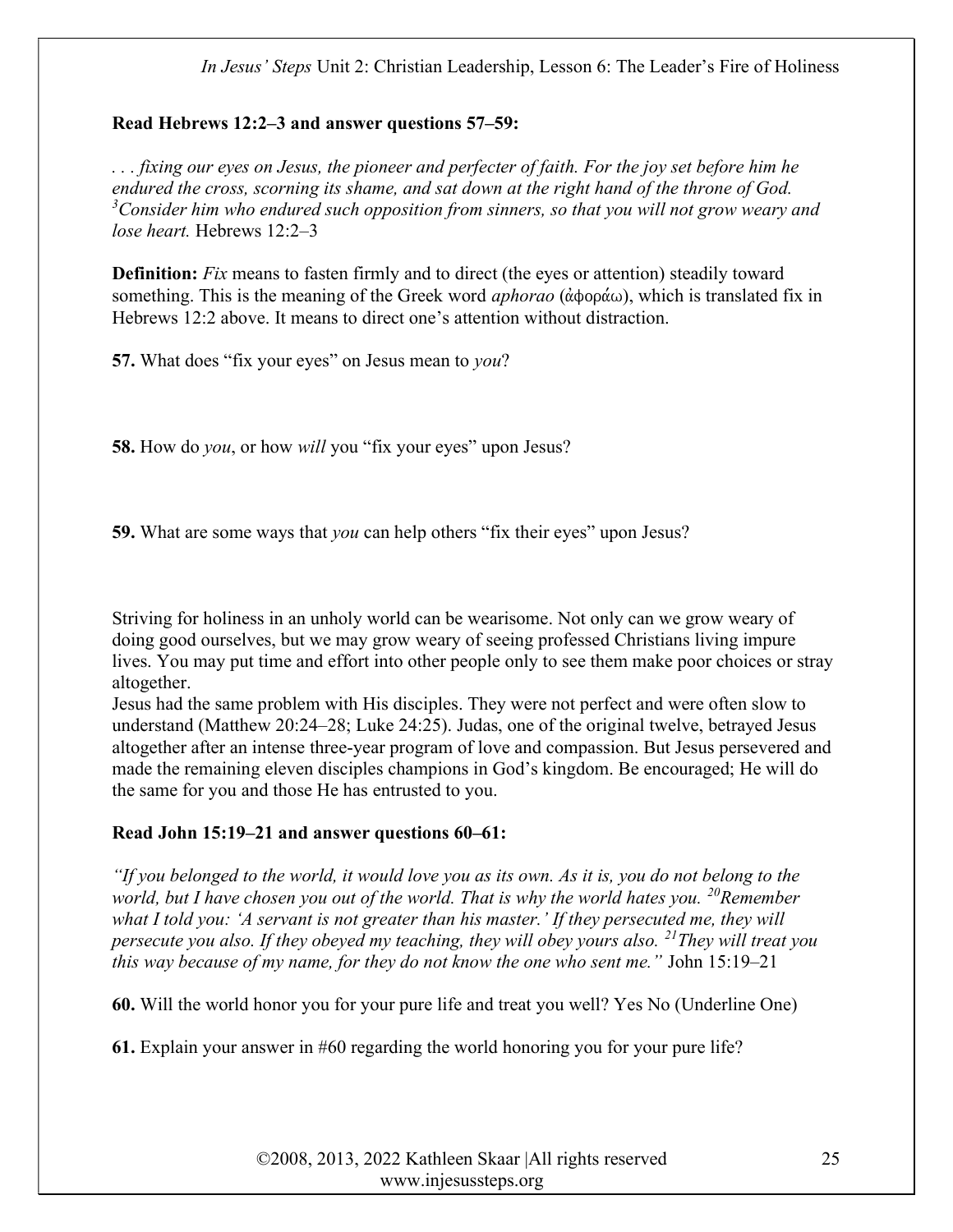**Read Hebrews 12:2–3 and answer questions 57–59:**

*. . . fixing our eyes on Jesus, the pioneer and perfecter of faith. For the joy set before him he endured the cross, scorning its shame, and sat down at the right hand of the throne of God. [3]Consider him who endured such opposition from sinners, so that you will not grow weary and lose heart.* Hebrews 12:2–3

**Definition:** *Fix* means to fasten firmly and to direct (the eyes or attention) steadily toward something. This is the meaning of the Greek word *aphorao* (ἀφοράω), which is translated fix in Hebrews 12:2 above. It means to direct one's attention without distraction.

**57.** What does "fix your eyes" on Jesus mean to *you*?

**58.** How do *you*, or how *will* you "fix your eyes" upon Jesus?

**59.** What are some ways that *you* can help others "fix their eyes" upon Jesus?

Striving for holiness in an unholy world can be wearisome. Not only can we grow weary of doing good ourselves, but we may grow weary of seeing professed Christians living impure lives. You may put time and effort into other people only to see them make poor choices or stray altogether.

Jesus had the same problem with His disciples. They were not perfect and were often slow to understand (Matthew 20:24–28; Luke 24:25). Judas, one of the original twelve, betrayed Jesus altogether after an intense three-year program of love and compassion. But Jesus persevered and made the remaining eleven disciples champions in God's kingdom. Be encouraged; He will do the same for you and those He has entrusted to you.

**Read John 15:19–21 and answer questions 60–61:**

*"If you belonged to the world, it would love you as its own. As it is, you do not belong to the world, but I have chosen you out of the world. That is why the world hates you. [20]Remember what I told you: 'A servant is not greater than his master.' If they persecuted me, they will persecute you also. If they obeyed my teaching, they will obey yours also. [21]They will treat you this way because of my name, for they do not know the one who sent me."* John 15:19–21

**60.** Will the world honor you for your pure life and treat you well? Yes No (Underline One)

**61.** Explain your answer in #60 regarding the world honoring you for your pure life?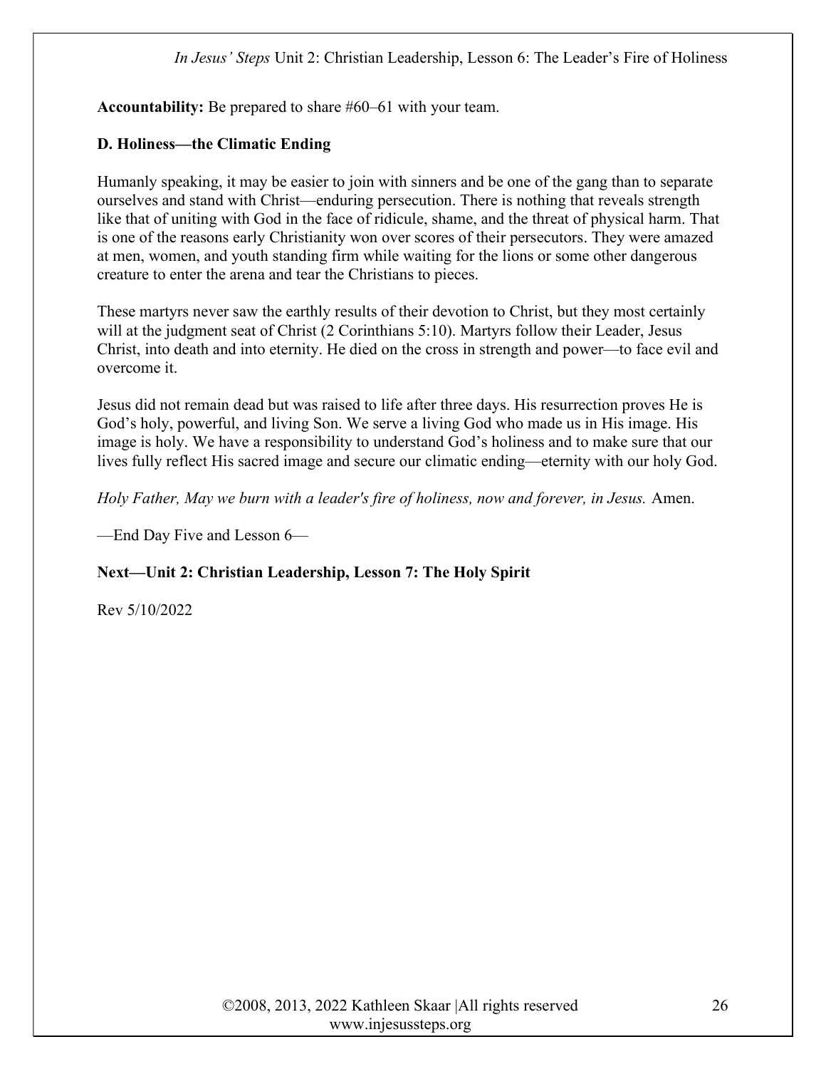**Accountability:** Be prepared to share #60–61 with your team.

**D. Holiness—the Climatic Ending**

Humanly speaking, it may be easier to join with sinners and be one of the gang than to separate ourselves and stand with Christ—enduring persecution. There is nothing that reveals strength like that of uniting with God in the face of ridicule, shame, and the threat of physical harm. That is one of the reasons early Christianity won over scores of their persecutors. They were amazed at men, women, and youth standing firm while waiting for the lions or some other dangerous creature to enter the arena and tear the Christians to pieces.

These martyrs never saw the earthly results of their devotion to Christ, but they most certainly will at the judgment seat of Christ (2 Corinthians 5:10). Martyrs follow their Leader, Jesus Christ, into death and into eternity. He died on the cross in strength and power—to face evil and overcome it.

Jesus did not remain dead but was raised to life after three days. His resurrection proves He is God's holy, powerful, and living Son. We serve a living God who made us in His image. His image is holy. We have a responsibility to understand God's holiness and to make sure that our lives fully reflect His sacred image and secure our climatic ending—eternity with our holy God.

*Holy Father, May we burn with a leader's fire of holiness, now and forever, in Jesus.* Amen.

—End Day Five and Lesson 6—

**Next—Unit 2: Christian Leadership, Lesson 7: The Holy Spirit**

Rev 5/10/2022